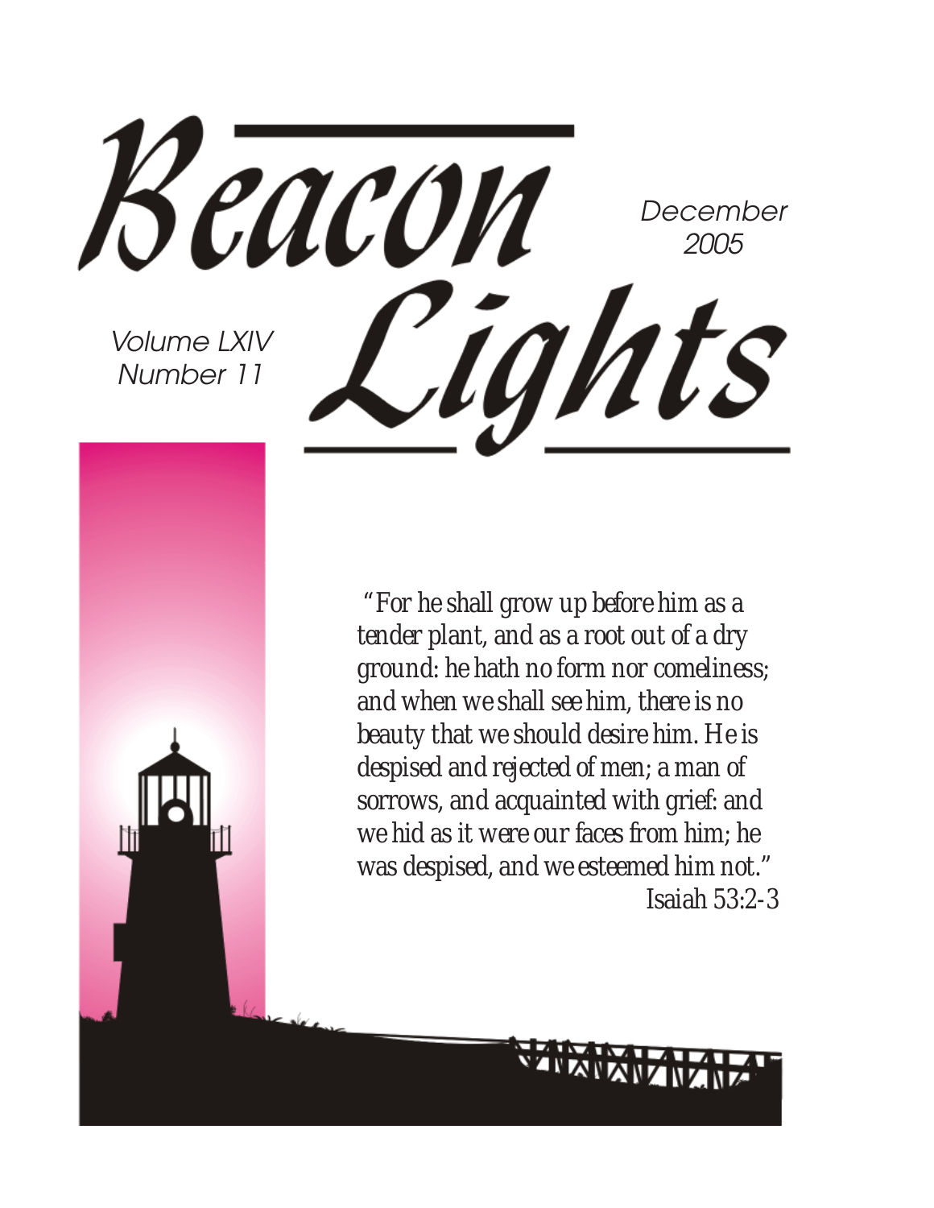# Beacon Lights

December 2005

Volume LXIV
Number 11

"For he shall grow up before him as a tender plant, and as a root out of a dry ground: he hath no form nor comeliness; and when we shall see him, there is no beauty that we should desire him. He is despised and rejected of men; a man of sorrows, and acquainted with grief: and we hid as it were our faces from him; he was despised, and we esteemed him not."

Isaiah 53:2-3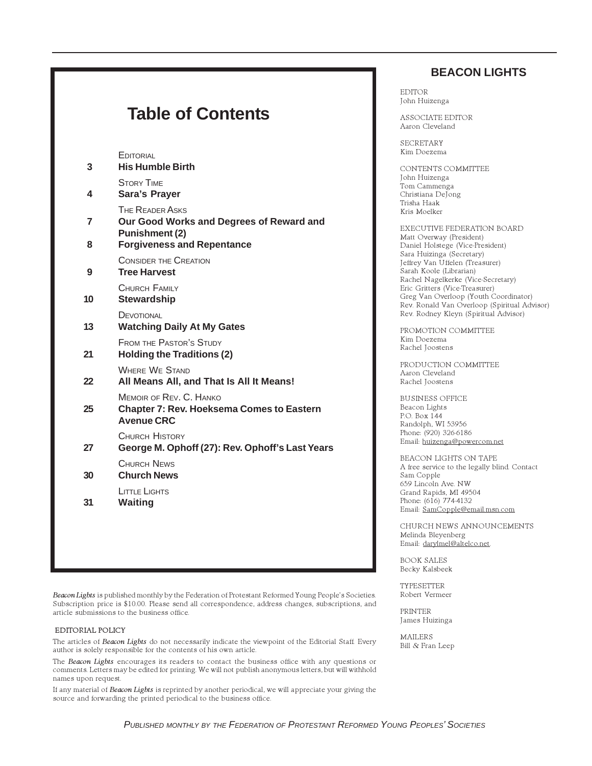# Table of Contents

EDITORIAL
**3 His Humble Birth**

STORY TIME
**4 Sara's Prayer**

THE READER ASKS
**7 Our Good Works and Degrees of Reward and Punishment (2)**
**8 Forgiveness and Repentance**

CONSIDER THE CREATION
**9 Tree Harvest**

CHURCH FAMILY
**10 Stewardship**

DEVOTIONAL
**13 Watching Daily At My Gates**

FROM THE PASTOR'S STUDY
**21 Holding the Traditions (2)**

WHERE WE STAND
**22 All Means All, and That Is All It Means!**

MEMOIR OF REV. C. HANKO
**25 Chapter 7: Rev. Hoeksema Comes to Eastern Avenue CRC**

CHURCH HISTORY
**27 George M. Ophoff (27): Rev. Ophoff's Last Years**

CHURCH NEWS
**30 Church News**

LITTLE LIGHTS
**31 Waiting**

*Beacon Lights* is published monthly by the Federation of Protestant Reformed Young People's Societies. Subscription price is $10.00. Please send all correspondence, address changes, subscriptions, and article submissions to the business office.

EDITORIAL POLICY

The articles of *Beacon Lights* do not necessarily indicate the viewpoint of the Editorial Staff. Every author is solely responsible for the contents of his own article.

The *Beacon Lights* encourages its readers to contact the business office with any questions or comments. Letters may be edited for printing. We will not publish anonymous letters, but will withhold names upon request.

If any material of *Beacon Lights* is reprinted by another periodical, we will appreciate your giving the source and forwarding the printed periodical to the business office.

## BEACON LIGHTS

EDITOR
John Huizenga

ASSOCIATE EDITOR
Aaron Cleveland

SECRETARY
Kim Doezema

CONTENTS COMMITTEE
John Huizenga
Tom Cammenga
Christiana DeJong
Trisha Haak
Kris Moelker

EXECUTIVE FEDERATION BOARD
Matt Overway (President)
Daniel Holstege (Vice-President)
Sara Huizinga (Secretary)
Jeffrey Van Uffelen (Treasurer)
Sarah Koole (Librarian)
Rachel Nagelkerke (Vice-Secretary)
Eric Gritters (Vice-Treasurer)
Greg Van Overloop (Youth Coordinator)
Rev. Ronald Van Overloop (Spiritual Advisor)
Rev. Rodney Kleyn (Spiritual Advisor)

PROMOTION COMMITTEE
Kim Doezema
Rachel Joostens

PRODUCTION COMMITTEE
Aaron Cleveland
Rachel Joostens

BUSINESS OFFICE
Beacon Lights
P.O. Box 144
Randolph, WI 53956
Phone: (920) 326-6186
Email: huizenga@powercom.net

BEACON LIGHTS ON TAPE
A free service to the legally blind. Contact
Sam Copple
659 Lincoln Ave. NW
Grand Rapids, MI 49504
Phone: (616) 774-4132
Email: SamCopple@email.msn.com

CHURCH NEWS ANNOUNCEMENTS
Melinda Bleyenberg
Email: darylmel@altelco.net.

BOOK SALES
Becky Kalsbeek

TYPESETTER
Robert Vermeer

PRINTER
James Huizinga

MAILERS
Bill & Fran Leep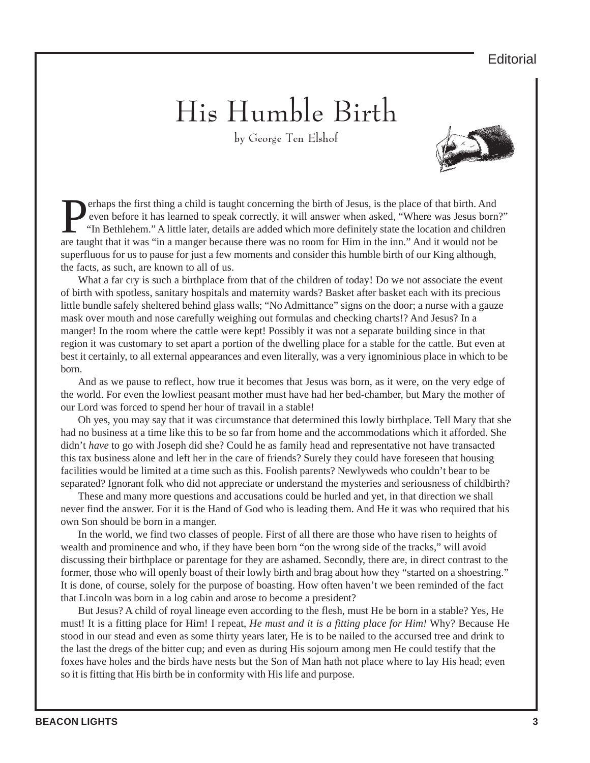# His Humble Birth

by George Ten Elshof

Perhaps the first thing a child is taught concerning the birth of Jesus, is the place of that birth. And even before it has learned to speak correctly, it will answer when asked, "Where was Jesus born?" "In Bethlehem." A little later, details are added which more definitely state the location and children are taught that it was "in a manger because there was no room for Him in the inn." And it would not be superfluous for us to pause for just a few moments and consider this humble birth of our King although, the facts, as such, are known to all of us.

What a far cry is such a birthplace from that of the children of today! Do we not associate the event of birth with spotless, sanitary hospitals and maternity wards? Basket after basket each with its precious little bundle safely sheltered behind glass walls; "No Admittance" signs on the door; a nurse with a gauze mask over mouth and nose carefully weighing out formulas and checking charts!? And Jesus? In a manger! In the room where the cattle were kept! Possibly it was not a separate building since in that region it was customary to set apart a portion of the dwelling place for a stable for the cattle. But even at best it certainly, to all external appearances and even literally, was a very ignominious place in which to be born.

And as we pause to reflect, how true it becomes that Jesus was born, as it were, on the very edge of the world. For even the lowliest peasant mother must have had her bed-chamber, but Mary the mother of our Lord was forced to spend her hour of travail in a stable!

Oh yes, you may say that it was circumstance that determined this lowly birthplace. Tell Mary that she had no business at a time like this to be so far from home and the accommodations which it afforded. She didn't *have* to go with Joseph did she? Could he as family head and representative not have transacted this tax business alone and left her in the care of friends? Surely they could have foreseen that housing facilities would be limited at a time such as this. Foolish parents? Newlyweds who couldn't bear to be separated? Ignorant folk who did not appreciate or understand the mysteries and seriousness of childbirth?

These and many more questions and accusations could be hurled and yet, in that direction we shall never find the answer. For it is the Hand of God who is leading them. And He it was who required that his own Son should be born in a manger.

In the world, we find two classes of people. First of all there are those who have risen to heights of wealth and prominence and who, if they have been born "on the wrong side of the tracks," will avoid discussing their birthplace or parentage for they are ashamed. Secondly, there are, in direct contrast to the former, those who will openly boast of their lowly birth and brag about how they "started on a shoestring." It is done, of course, solely for the purpose of boasting. How often haven't we been reminded of the fact that Lincoln was born in a log cabin and arose to become a president?

But Jesus? A child of royal lineage even according to the flesh, must He be born in a stable? Yes, He must! It is a fitting place for Him! I repeat, *He must and it is a fitting place for Him!* Why? Because He stood in our stead and even as some thirty years later, He is to be nailed to the accursed tree and drink to the last the dregs of the bitter cup; and even as during His sojourn among men He could testify that the foxes have holes and the birds have nests but the Son of Man hath not place where to lay His head; even so it is fitting that His birth be in conformity with His life and purpose.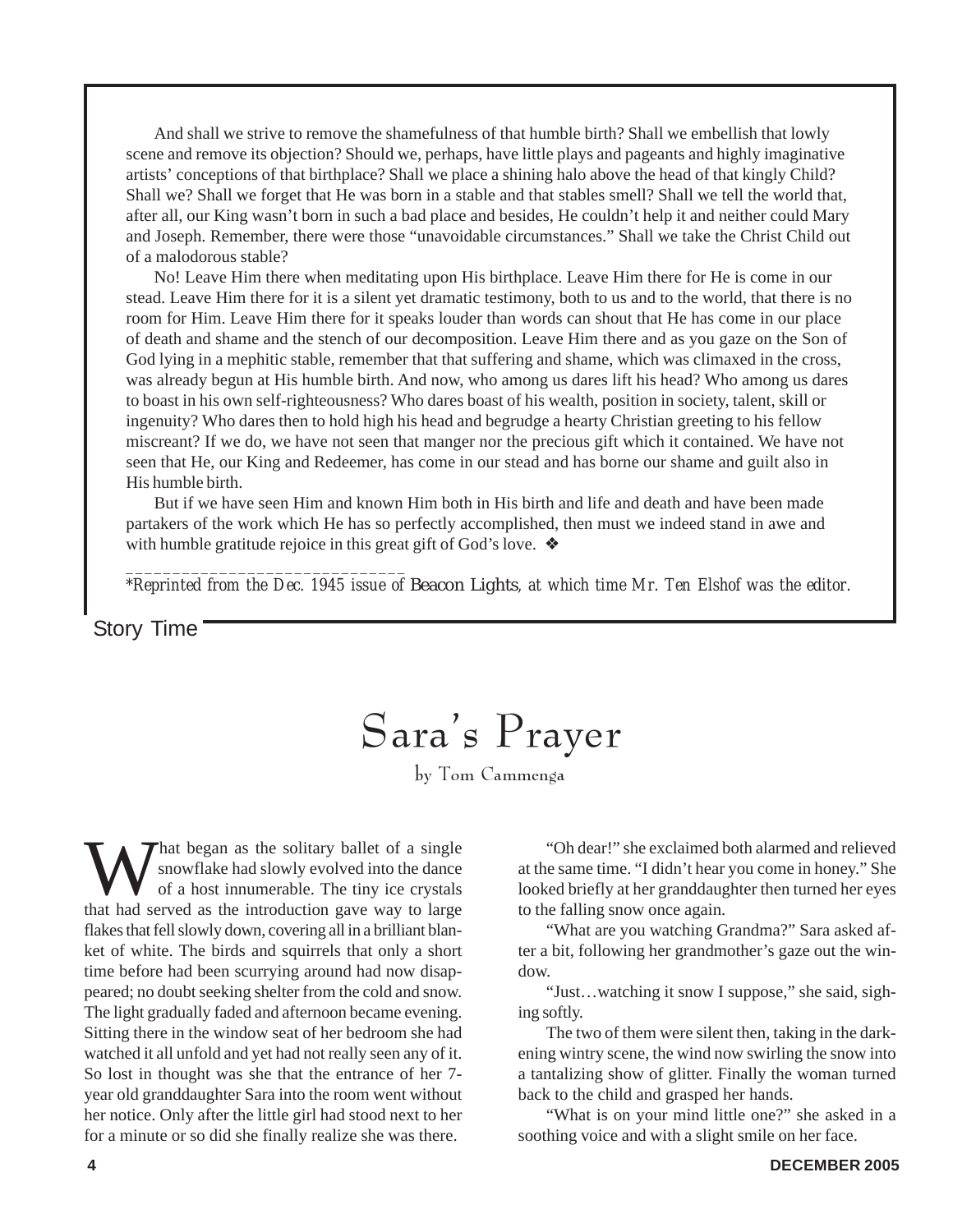And shall we strive to remove the shamefulness of that humble birth? Shall we embellish that lowly scene and remove its objection? Should we, perhaps, have little plays and pageants and highly imaginative artists' conceptions of that birthplace? Shall we place a shining halo above the head of that kingly Child? Shall we? Shall we forget that He was born in a stable and that stables smell? Shall we tell the world that, after all, our King wasn't born in such a bad place and besides, He couldn't help it and neither could Mary and Joseph. Remember, there were those "unavoidable circumstances." Shall we take the Christ Child out of a malodorous stable?

No! Leave Him there when meditating upon His birthplace. Leave Him there for He is come in our stead. Leave Him there for it is a silent yet dramatic testimony, both to us and to the world, that there is no room for Him. Leave Him there for it speaks louder than words can shout that He has come in our place of death and shame and the stench of our decomposition. Leave Him there and as you gaze on the Son of God lying in a mephitic stable, remember that that suffering and shame, which was climaxed in the cross, was already begun at His humble birth. And now, who among us dares lift his head? Who among us dares to boast in his own self-righteousness? Who dares boast of his wealth, position in society, talent, skill or ingenuity? Who dares then to hold high his head and begrudge a hearty Christian greeting to his fellow miscreant? If we do, we have not seen that manger nor the precious gift which it contained. We have not seen that He, our King and Redeemer, has come in our stead and has borne our shame and guilt also in His humble birth.

But if we have seen Him and known Him both in His birth and life and death and have been made partakers of the work which He has so perfectly accomplished, then must we indeed stand in awe and with humble gratitude rejoice in this great gift of God's love. ❖

______________________________

*Reprinted from the Dec. 1945 issue of Beacon Lights, at which time Mr. Ten Elshof was the editor.*

Story Time

# Sara's Prayer

by Tom Cammenga

What began as the solitary ballet of a single snowflake had slowly evolved into the dance of a host innumerable. The tiny ice crystals that had served as the introduction gave way to large flakes that fell slowly down, covering all in a brilliant blanket of white. The birds and squirrels that only a short time before had been scurrying around had now disappeared; no doubt seeking shelter from the cold and snow. The light gradually faded and afternoon became evening. Sitting there in the window seat of her bedroom she had watched it all unfold and yet had not really seen any of it. So lost in thought was she that the entrance of her 7-year old granddaughter Sara into the room went without her notice. Only after the little girl had stood next to her for a minute or so did she finally realize she was there.

"Oh dear!" she exclaimed both alarmed and relieved at the same time. "I didn't hear you come in honey." She looked briefly at her granddaughter then turned her eyes to the falling snow once again.

"What are you watching Grandma?" Sara asked after a bit, following her grandmother's gaze out the window.

"Just…watching it snow I suppose," she said, sighing softly.

The two of them were silent then, taking in the darkening wintry scene, the wind now swirling the snow into a tantalizing show of glitter. Finally the woman turned back to the child and grasped her hands.

"What is on your mind little one?" she asked in a soothing voice and with a slight smile on her face.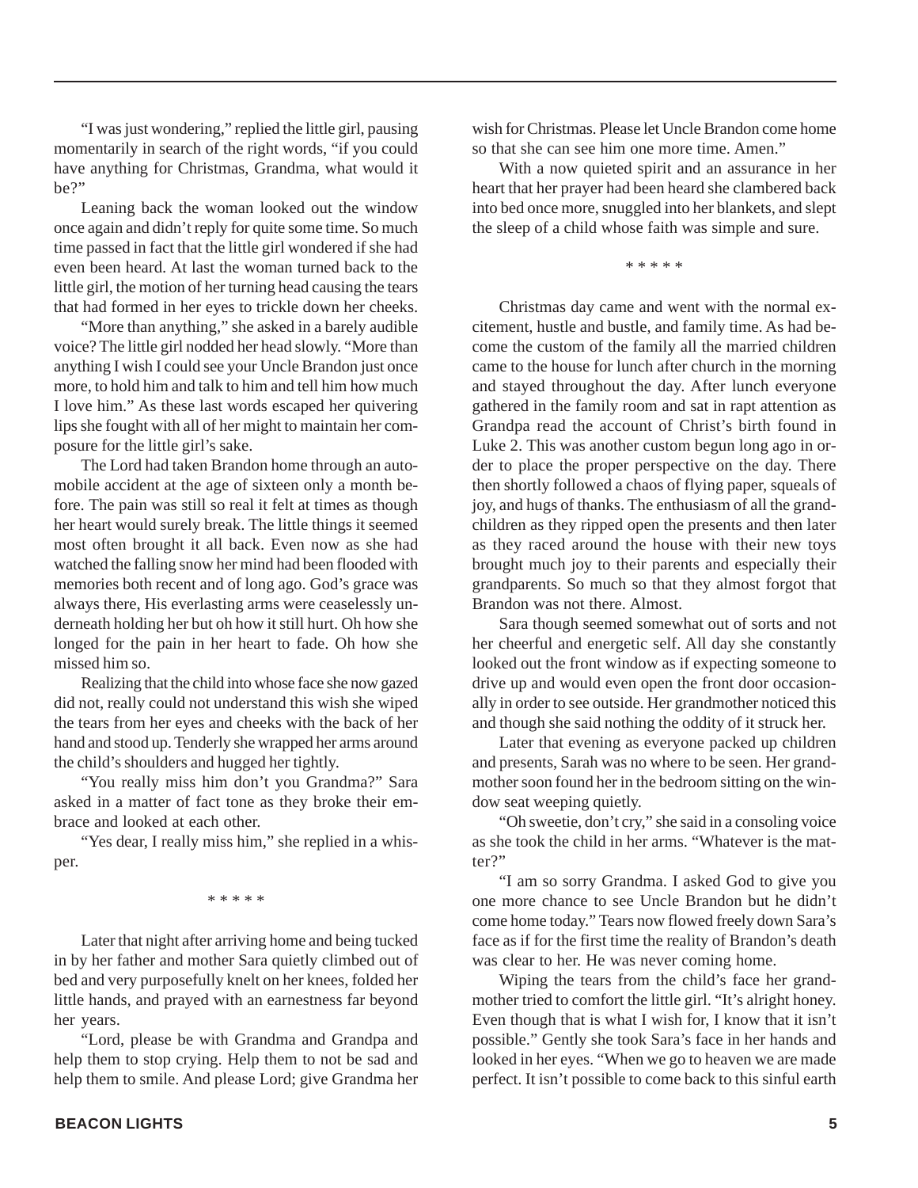"I was just wondering," replied the little girl, pausing momentarily in search of the right words, "if you could have anything for Christmas, Grandma, what would it be?"

Leaning back the woman looked out the window once again and didn't reply for quite some time. So much time passed in fact that the little girl wondered if she had even been heard. At last the woman turned back to the little girl, the motion of her turning head causing the tears that had formed in her eyes to trickle down her cheeks.

"More than anything," she asked in a barely audible voice? The little girl nodded her head slowly. "More than anything I wish I could see your Uncle Brandon just once more, to hold him and talk to him and tell him how much I love him." As these last words escaped her quivering lips she fought with all of her might to maintain her composure for the little girl's sake.

The Lord had taken Brandon home through an automobile accident at the age of sixteen only a month before. The pain was still so real it felt at times as though her heart would surely break. The little things it seemed most often brought it all back. Even now as she had watched the falling snow her mind had been flooded with memories both recent and of long ago. God's grace was always there, His everlasting arms were ceaselessly underneath holding her but oh how it still hurt. Oh how she longed for the pain in her heart to fade. Oh how she missed him so.

Realizing that the child into whose face she now gazed did not, really could not understand this wish she wiped the tears from her eyes and cheeks with the back of her hand and stood up. Tenderly she wrapped her arms around the child's shoulders and hugged her tightly.

"You really miss him don't you Grandma?" Sara asked in a matter of fact tone as they broke their embrace and looked at each other.

"Yes dear, I really miss him," she replied in a whisper.

* * * * *

Later that night after arriving home and being tucked in by her father and mother Sara quietly climbed out of bed and very purposefully knelt on her knees, folded her little hands, and prayed with an earnestness far beyond her years.

"Lord, please be with Grandma and Grandpa and help them to stop crying. Help them to not be sad and help them to smile. And please Lord; give Grandma her wish for Christmas. Please let Uncle Brandon come home so that she can see him one more time. Amen."

With a now quieted spirit and an assurance in her heart that her prayer had been heard she clambered back into bed once more, snuggled into her blankets, and slept the sleep of a child whose faith was simple and sure.

* * * * *

Christmas day came and went with the normal excitement, hustle and bustle, and family time. As had become the custom of the family all the married children came to the house for lunch after church in the morning and stayed throughout the day. After lunch everyone gathered in the family room and sat in rapt attention as Grandpa read the account of Christ's birth found in Luke 2. This was another custom begun long ago in order to place the proper perspective on the day. There then shortly followed a chaos of flying paper, squeals of joy, and hugs of thanks. The enthusiasm of all the grandchildren as they ripped open the presents and then later as they raced around the house with their new toys brought much joy to their parents and especially their grandparents. So much so that they almost forgot that Brandon was not there. Almost.

Sara though seemed somewhat out of sorts and not her cheerful and energetic self. All day she constantly looked out the front window as if expecting someone to drive up and would even open the front door occasionally in order to see outside. Her grandmother noticed this and though she said nothing the oddity of it struck her.

Later that evening as everyone packed up children and presents, Sarah was no where to be seen. Her grandmother soon found her in the bedroom sitting on the window seat weeping quietly.

"Oh sweetie, don't cry," she said in a consoling voice as she took the child in her arms. "Whatever is the matter?"

"I am so sorry Grandma. I asked God to give you one more chance to see Uncle Brandon but he didn't come home today." Tears now flowed freely down Sara's face as if for the first time the reality of Brandon's death was clear to her. He was never coming home.

Wiping the tears from the child's face her grandmother tried to comfort the little girl. "It's alright honey. Even though that is what I wish for, I know that it isn't possible." Gently she took Sara's face in her hands and looked in her eyes. "When we go to heaven we are made perfect. It isn't possible to come back to this sinful earth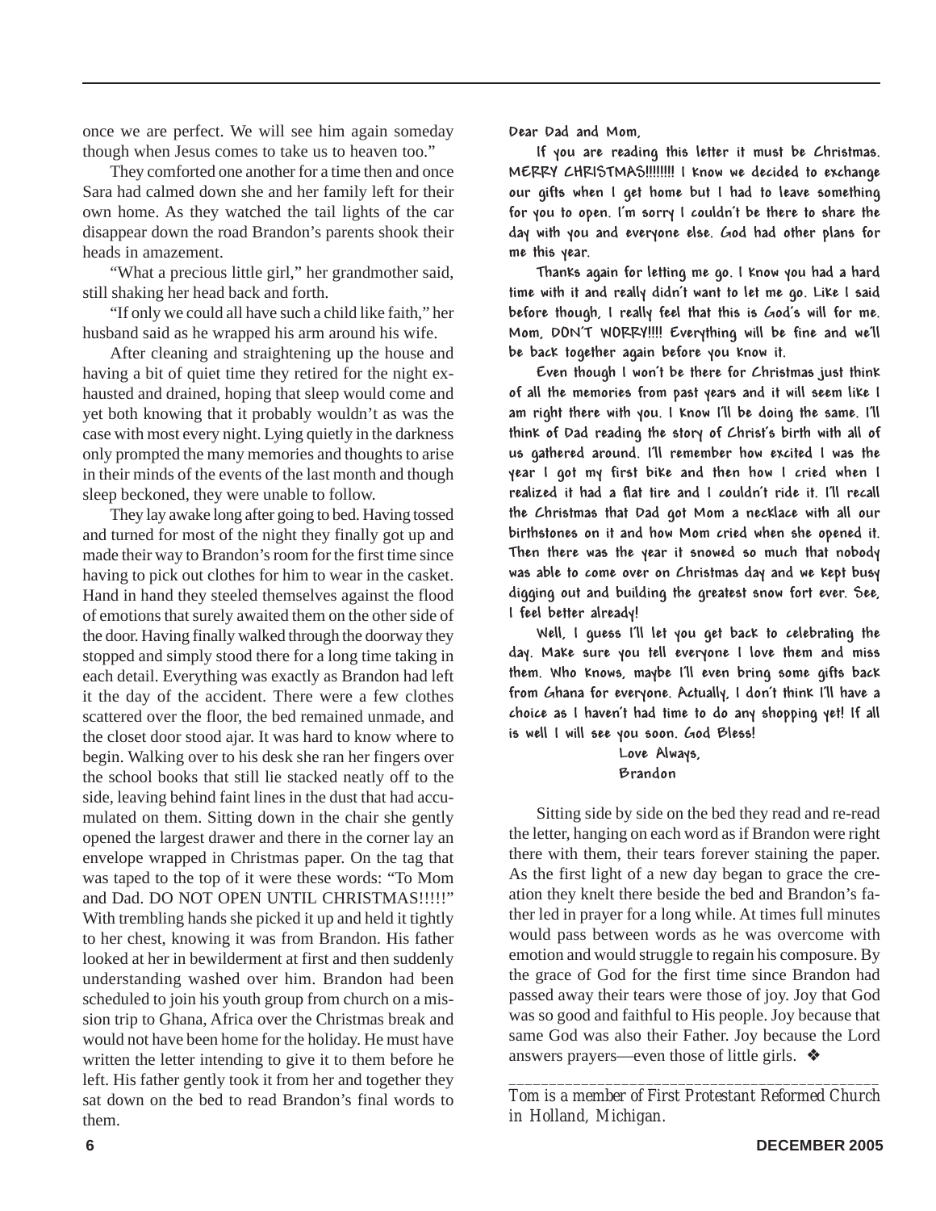once we are perfect. We will see him again someday though when Jesus comes to take us to heaven too."

They comforted one another for a time then and once Sara had calmed down she and her family left for their own home. As they watched the tail lights of the car disappear down the road Brandon's parents shook their heads in amazement.

"What a precious little girl," her grandmother said, still shaking her head back and forth.

"If only we could all have such a child like faith," her husband said as he wrapped his arm around his wife.

After cleaning and straightening up the house and having a bit of quiet time they retired for the night exhausted and drained, hoping that sleep would come and yet both knowing that it probably wouldn't as was the case with most every night. Lying quietly in the darkness only prompted the many memories and thoughts to arise in their minds of the events of the last month and though sleep beckoned, they were unable to follow.

They lay awake long after going to bed. Having tossed and turned for most of the night they finally got up and made their way to Brandon's room for the first time since having to pick out clothes for him to wear in the casket. Hand in hand they steeled themselves against the flood of emotions that surely awaited them on the other side of the door. Having finally walked through the doorway they stopped and simply stood there for a long time taking in each detail. Everything was exactly as Brandon had left it the day of the accident. There were a few clothes scattered over the floor, the bed remained unmade, and the closet door stood ajar. It was hard to know where to begin. Walking over to his desk she ran her fingers over the school books that still lie stacked neatly off to the side, leaving behind faint lines in the dust that had accumulated on them. Sitting down in the chair she gently opened the largest drawer and there in the corner lay an envelope wrapped in Christmas paper. On the tag that was taped to the top of it were these words: "To Mom and Dad. DO NOT OPEN UNTIL CHRISTMAS!!!!!" With trembling hands she picked it up and held it tightly to her chest, knowing it was from Brandon. His father looked at her in bewilderment at first and then suddenly understanding washed over him. Brandon had been scheduled to join his youth group from church on a mission trip to Ghana, Africa over the Christmas break and would not have been home for the holiday. He must have written the letter intending to give it to them before he left. His father gently took it from her and together they sat down on the bed to read Brandon's final words to them.

**Dear Dad and Mom,**

**If you are reading this letter it must be Christmas. MERRY CHRISTMAS!!!!!!!! I know we decided to exchange our gifts when I get home but I had to leave something for you to open. I'm sorry I couldn't be there to share the day with you and everyone else. God had other plans for me this year.**

**Thanks again for letting me go. I know you had a hard time with it and really didn't want to let me go. Like I said before though, I really feel that this is God's will for me. Mom, DON'T WORRY!!!! Everything will be fine and we'll be back together again before you know it.**

**Even though I won't be there for Christmas just think of all the memories from past years and it will seem like I am right there with you. I know I'll be doing the same. I'll think of Dad reading the story of Christ's birth with all of us gathered around. I'll remember how excited I was the year I got my first bike and then how I cried when I realized it had a flat tire and I couldn't ride it. I'll recall the Christmas that Dad got Mom a necklace with all our birthstones on it and how Mom cried when she opened it. Then there was the year it snowed so much that nobody was able to come over on Christmas day and we kept busy digging out and building the greatest snow fort ever. See, I feel better already!**

**Well, I guess I'll let you get back to celebrating the day. Make sure you tell everyone I love them and miss them. Who knows, maybe I'll even bring some gifts back from Ghana for everyone. Actually, I don't think I'll have a choice as I haven't had time to do any shopping yet! If all is well I will see you soon. God Bless!**

**Love Always,**
**Brandon**

Sitting side by side on the bed they read and re-read the letter, hanging on each word as if Brandon were right there with them, their tears forever staining the paper. As the first light of a new day began to grace the creation they knelt there beside the bed and Brandon's father led in prayer for a long while. At times full minutes would pass between words as he was overcome with emotion and would struggle to regain his composure. By the grace of God for the first time since Brandon had passed away their tears were those of joy. Joy that God was so good and faithful to His people. Joy because that same God was also their Father. Joy because the Lord answers prayers—even those of little girls. ❖

---

*Tom is a member of First Protestant Reformed Church in Holland, Michigan.*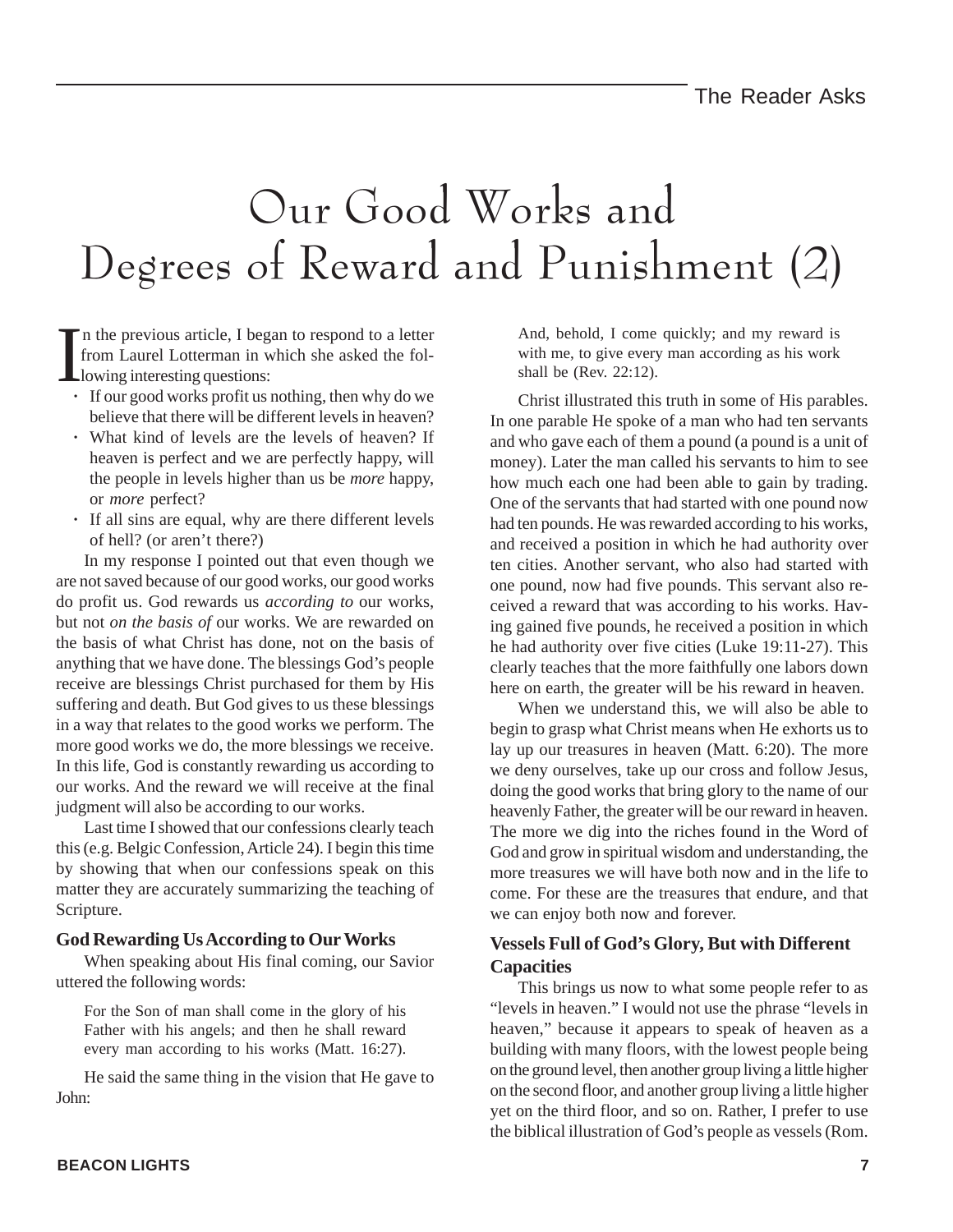# Our Good Works and Degrees of Reward and Punishment (2)

In the previous article, I began to respond to a letter from Laurel Lotterman in which she asked the following interesting questions:

- If our good works profit us nothing, then why do we believe that there will be different levels in heaven?
- What kind of levels are the levels of heaven? If heaven is perfect and we are perfectly happy, will the people in levels higher than us be *more* happy, or *more* perfect?
- If all sins are equal, why are there different levels of hell? (or aren't there?)

In my response I pointed out that even though we are not saved because of our good works, our good works do profit us. God rewards us *according to* our works, but not *on the basis of* our works. We are rewarded on the basis of what Christ has done, not on the basis of anything that we have done. The blessings God's people receive are blessings Christ purchased for them by His suffering and death. But God gives to us these blessings in a way that relates to the good works we perform. The more good works we do, the more blessings we receive. In this life, God is constantly rewarding us according to our works. And the reward we will receive at the final judgment will also be according to our works.

Last time I showed that our confessions clearly teach this (e.g. Belgic Confession, Article 24). I begin this time by showing that when our confessions speak on this matter they are accurately summarizing the teaching of Scripture.

### God Rewarding Us According to Our Works

When speaking about His final coming, our Savior uttered the following words:

> For the Son of man shall come in the glory of his Father with his angels; and then he shall reward every man according to his works (Matt. 16:27).

He said the same thing in the vision that He gave to John:

> And, behold, I come quickly; and my reward is with me, to give every man according as his work shall be (Rev. 22:12).

Christ illustrated this truth in some of His parables. In one parable He spoke of a man who had ten servants and who gave each of them a pound (a pound is a unit of money). Later the man called his servants to him to see how much each one had been able to gain by trading. One of the servants that had started with one pound now had ten pounds. He was rewarded according to his works, and received a position in which he had authority over ten cities. Another servant, who also had started with one pound, now had five pounds. This servant also received a reward that was according to his works. Having gained five pounds, he received a position in which he had authority over five cities (Luke 19:11-27). This clearly teaches that the more faithfully one labors down here on earth, the greater will be his reward in heaven.

When we understand this, we will also be able to begin to grasp what Christ means when He exhorts us to lay up our treasures in heaven (Matt. 6:20). The more we deny ourselves, take up our cross and follow Jesus, doing the good works that bring glory to the name of our heavenly Father, the greater will be our reward in heaven. The more we dig into the riches found in the Word of God and grow in spiritual wisdom and understanding, the more treasures we will have both now and in the life to come. For these are the treasures that endure, and that we can enjoy both now and forever.

### Vessels Full of God's Glory, But with Different Capacities

This brings us now to what some people refer to as "levels in heaven." I would not use the phrase "levels in heaven," because it appears to speak of heaven as a building with many floors, with the lowest people being on the ground level, then another group living a little higher on the second floor, and another group living a little higher yet on the third floor, and so on. Rather, I prefer to use the biblical illustration of God's people as vessels (Rom.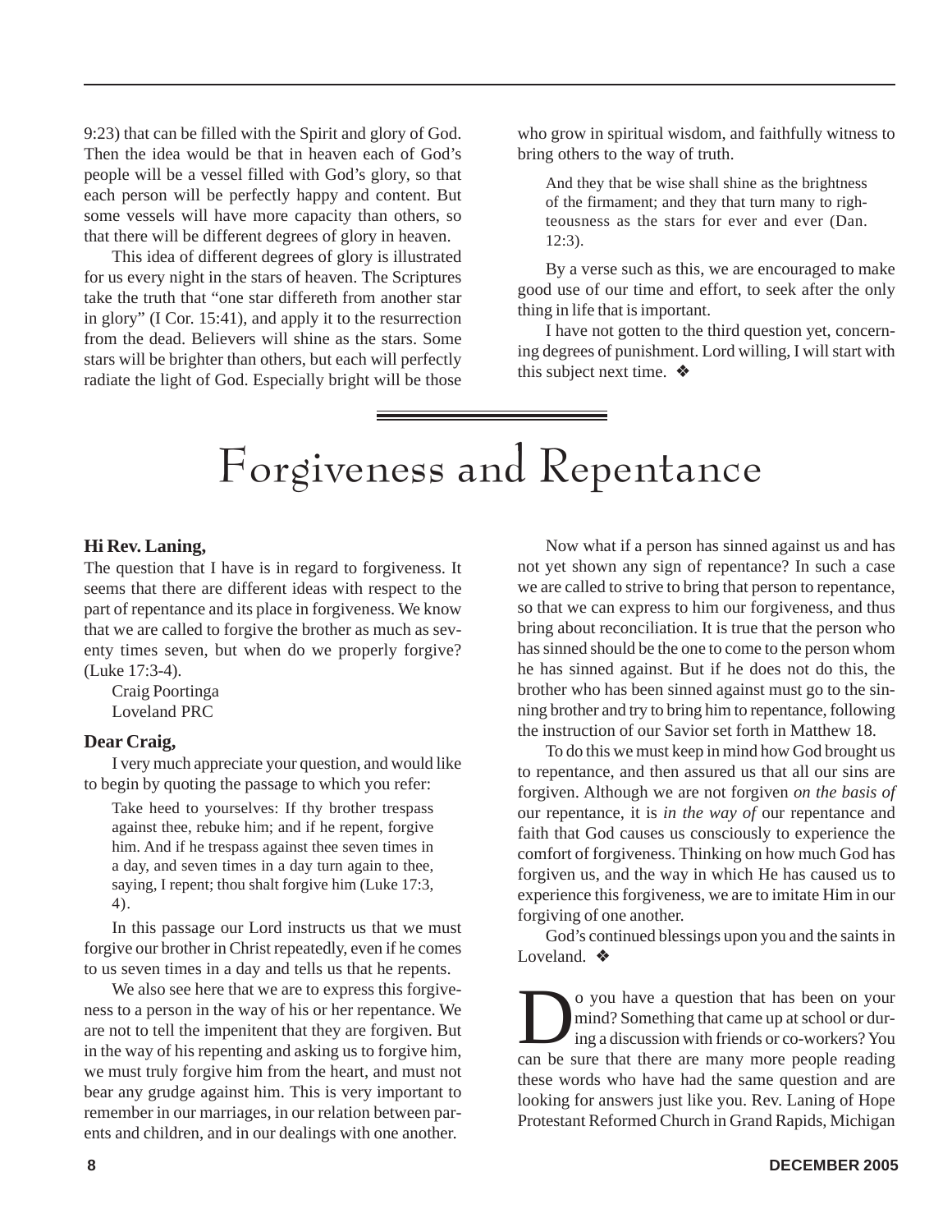9:23) that can be filled with the Spirit and glory of God. Then the idea would be that in heaven each of God's people will be a vessel filled with God's glory, so that each person will be perfectly happy and content. But some vessels will have more capacity than others, so that there will be different degrees of glory in heaven.

This idea of different degrees of glory is illustrated for us every night in the stars of heaven. The Scriptures take the truth that "one star differeth from another star in glory" (I Cor. 15:41), and apply it to the resurrection from the dead. Believers will shine as the stars. Some stars will be brighter than others, but each will perfectly radiate the light of God. Especially bright will be those who grow in spiritual wisdom, and faithfully witness to bring others to the way of truth.

> And they that be wise shall shine as the brightness of the firmament; and they that turn many to righteousness as the stars for ever and ever (Dan. 12:3).

By a verse such as this, we are encouraged to make good use of our time and effort, to seek after the only thing in life that is important.

I have not gotten to the third question yet, concerning degrees of punishment. Lord willing, I will start with this subject next time. ❖

# Forgiveness and Repentance

**Hi Rev. Laning,**

The question that I have is in regard to forgiveness. It seems that there are different ideas with respect to the part of repentance and its place in forgiveness. We know that we are called to forgive the brother as much as seventy times seven, but when do we properly forgive? (Luke 17:3-4).

Craig Poortinga
Loveland PRC

**Dear Craig,**

I very much appreciate your question, and would like to begin by quoting the passage to which you refer:

> Take heed to yourselves: If thy brother trespass against thee, rebuke him; and if he repent, forgive him. And if he trespass against thee seven times in a day, and seven times in a day turn again to thee, saying, I repent; thou shalt forgive him (Luke 17:3, 4).

In this passage our Lord instructs us that we must forgive our brother in Christ repeatedly, even if he comes to us seven times in a day and tells us that he repents.

We also see here that we are to express this forgiveness to a person in the way of his or her repentance. We are not to tell the impenitent that they are forgiven. But in the way of his repenting and asking us to forgive him, we must truly forgive him from the heart, and must not bear any grudge against him. This is very important to remember in our marriages, in our relation between parents and children, and in our dealings with one another.

Now what if a person has sinned against us and has not yet shown any sign of repentance? In such a case we are called to strive to bring that person to repentance, so that we can express to him our forgiveness, and thus bring about reconciliation. It is true that the person who has sinned should be the one to come to the person whom he has sinned against. But if he does not do this, the brother who has been sinned against must go to the sinning brother and try to bring him to repentance, following the instruction of our Savior set forth in Matthew 18.

To do this we must keep in mind how God brought us to repentance, and then assured us that all our sins are forgiven. Although we are not forgiven *on the basis of* our repentance, it is *in the way of* our repentance and faith that God causes us consciously to experience the comfort of forgiveness. Thinking on how much God has forgiven us, and the way in which He has caused us to experience this forgiveness, we are to imitate Him in our forgiving of one another.

God's continued blessings upon you and the saints in Loveland. ❖

Do you have a question that has been on your mind? Something that came up at school or during a discussion with friends or co-workers? You can be sure that there are many more people reading these words who have had the same question and are looking for answers just like you. Rev. Laning of Hope Protestant Reformed Church in Grand Rapids, Michigan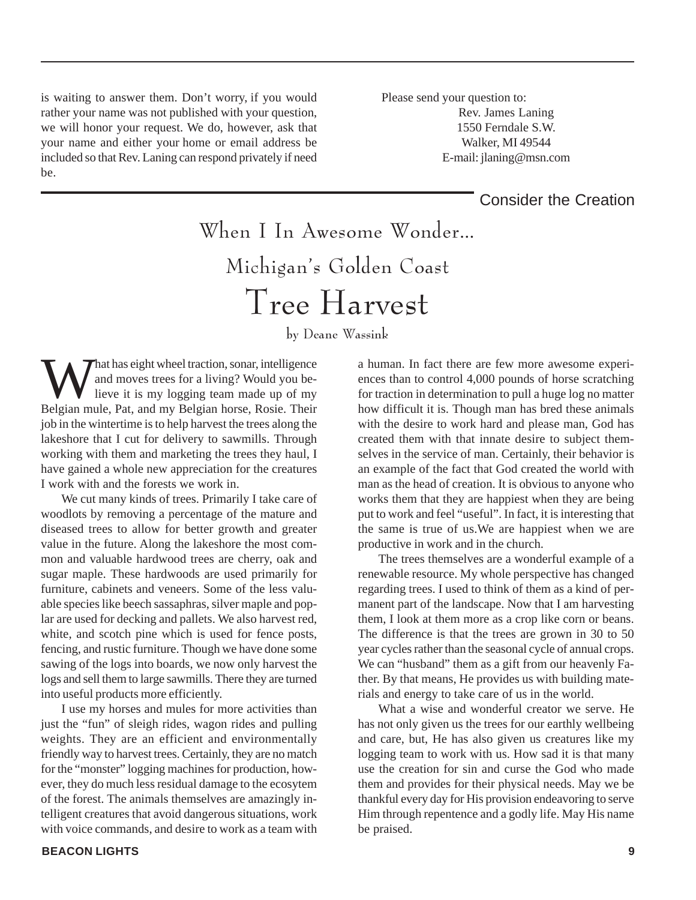is waiting to answer them. Don't worry, if you would rather your name was not published with your question, we will honor your request. We do, however, ask that your name and either your home or email address be included so that Rev. Laning can respond privately if need be.

Please send your question to:
Rev. James Laning
1550 Ferndale S.W.
Walker, MI 49544
E-mail: jlaning@msn.com

Consider the Creation

# When I In Awesome Wonder...

## Michigan's Golden Coast

# Tree Harvest

by Deane Wassink

What has eight wheel traction, sonar, intelligence and moves trees for a living? Would you believe it is my logging team made up of my Belgian mule, Pat, and my Belgian horse, Rosie. Their job in the wintertime is to help harvest the trees along the lakeshore that I cut for delivery to sawmills. Through working with them and marketing the trees they haul, I have gained a whole new appreciation for the creatures I work with and the forests we work in.

We cut many kinds of trees. Primarily I take care of woodlots by removing a percentage of the mature and diseased trees to allow for better growth and greater value in the future. Along the lakeshore the most common and valuable hardwood trees are cherry, oak and sugar maple. These hardwoods are used primarily for furniture, cabinets and veneers. Some of the less valuable species like beech sassaphras, silver maple and poplar are used for decking and pallets. We also harvest red, white, and scotch pine which is used for fence posts, fencing, and rustic furniture. Though we have done some sawing of the logs into boards, we now only harvest the logs and sell them to large sawmills. There they are turned into useful products more efficiently.

I use my horses and mules for more activities than just the "fun" of sleigh rides, wagon rides and pulling weights. They are an efficient and environmentally friendly way to harvest trees. Certainly, they are no match for the "monster" logging machines for production, however, they do much less residual damage to the ecosytem of the forest. The animals themselves are amazingly intelligent creatures that avoid dangerous situations, work with voice commands, and desire to work as a team with a human. In fact there are few more awesome experiences than to control 4,000 pounds of horse scratching for traction in determination to pull a huge log no matter how difficult it is. Though man has bred these animals with the desire to work hard and please man, God has created them with that innate desire to subject themselves in the service of man. Certainly, their behavior is an example of the fact that God created the world with man as the head of creation. It is obvious to anyone who works them that they are happiest when they are being put to work and feel "useful". In fact, it is interesting that the same is true of us.We are happiest when we are productive in work and in the church.

The trees themselves are a wonderful example of a renewable resource. My whole perspective has changed regarding trees. I used to think of them as a kind of permanent part of the landscape. Now that I am harvesting them, I look at them more as a crop like corn or beans. The difference is that the trees are grown in 30 to 50 year cycles rather than the seasonal cycle of annual crops. We can "husband" them as a gift from our heavenly Father. By that means, He provides us with building materials and energy to take care of us in the world.

What a wise and wonderful creator we serve. He has not only given us the trees for our earthly wellbeing and care, but, He has also given us creatures like my logging team to work with us. How sad it is that many use the creation for sin and curse the God who made them and provides for their physical needs. May we be thankful every day for His provision endeavoring to serve Him through repentence and a godly life. May His name be praised.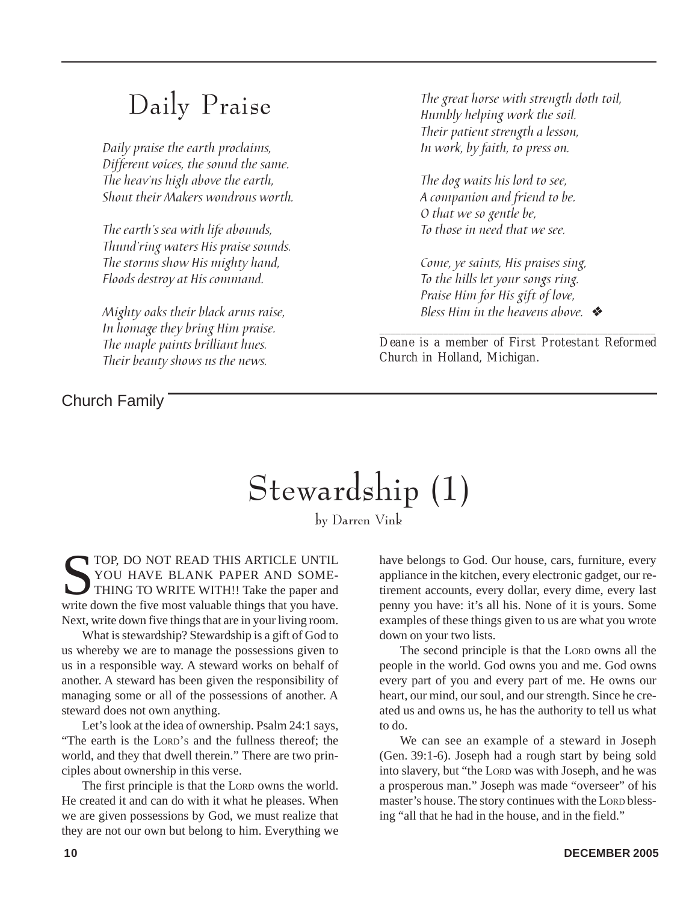# Daily Praise

*Daily praise the earth proclaims,*
*Different voices, the sound the same.*
*The heav'ns high above the earth,*
*Shout their Makers wondrous worth.*

*The earth's sea with life abounds,*
*Thund'ring waters His praise sounds.*
*The storms show His mighty hand,*
*Floods destroy at His command.*

*Mighty oaks their black arms raise,*
*In homage they bring Him praise.*
*The maple paints brilliant hues.*
*Their beauty shows us the news.*

*The great horse with strength doth toil,*
*Humbly helping work the soil.*
*Their patient strength a lesson,*
*In work, by faith, to press on.*

*The dog waits his lord to see,*
*A companion and friend to be.*
*O that we so gentle be,*
*To those in need that we see.*

*Come, ye saints, His praises sing,*
*To the hills let your songs ring.*
*Praise Him for His gift of love,*
*Bless Him in the heavens above.* ❖

---

*Deane is a member of First Protestant Reformed Church in Holland, Michigan.*

Church Family

# Stewardship (1)

by Darren Vink

STOP, DO NOT READ THIS ARTICLE UNTIL YOU HAVE BLANK PAPER AND SOMETHING TO WRITE WITH!! Take the paper and write down the five most valuable things that you have. Next, write down five things that are in your living room.

What is stewardship? Stewardship is a gift of God to us whereby we are to manage the possessions given to us in a responsible way. A steward works on behalf of another. A steward has been given the responsibility of managing some or all of the possessions of another. A steward does not own anything.

Let's look at the idea of ownership. Psalm 24:1 says, "The earth is the LORD'S and the fullness thereof; the world, and they that dwell therein." There are two principles about ownership in this verse.

The first principle is that the LORD owns the world. He created it and can do with it what he pleases. When we are given possessions by God, we must realize that they are not our own but belong to him. Everything we have belongs to God. Our house, cars, furniture, every appliance in the kitchen, every electronic gadget, our retirement accounts, every dollar, every dime, every last penny you have: it's all his. None of it is yours. Some examples of these things given to us are what you wrote down on your two lists.

The second principle is that the LORD owns all the people in the world. God owns you and me. God owns every part of you and every part of me. He owns our heart, our mind, our soul, and our strength. Since he created us and owns us, he has the authority to tell us what to do.

We can see an example of a steward in Joseph (Gen. 39:1-6). Joseph had a rough start by being sold into slavery, but "the LORD was with Joseph, and he was a prosperous man." Joseph was made "overseer" of his master's house. The story continues with the LORD blessing "all that he had in the house, and in the field."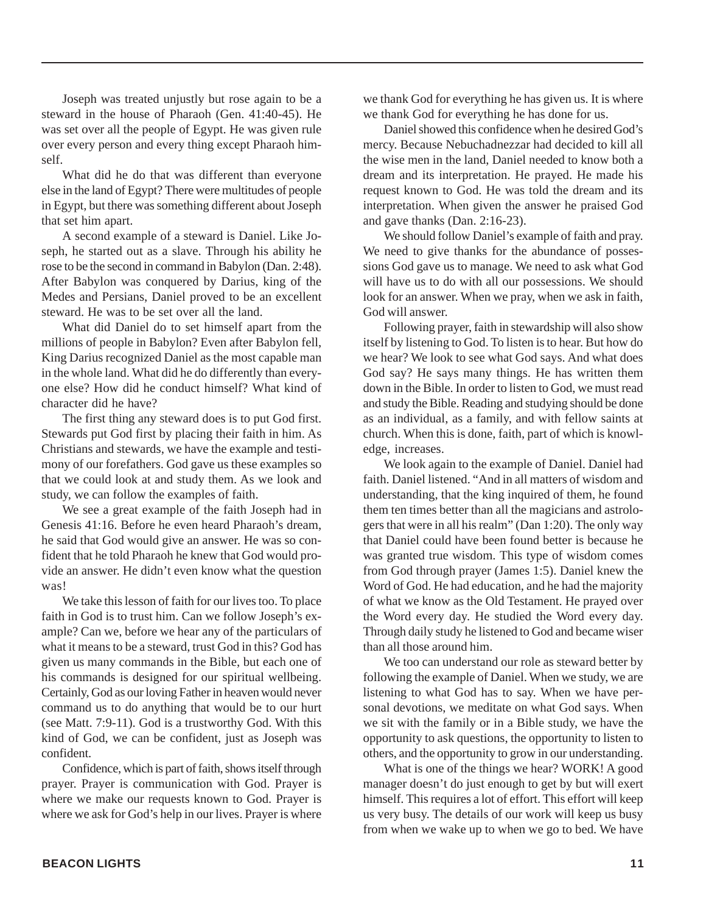Joseph was treated unjustly but rose again to be a steward in the house of Pharaoh (Gen. 41:40-45). He was set over all the people of Egypt. He was given rule over every person and every thing except Pharaoh himself.

What did he do that was different than everyone else in the land of Egypt? There were multitudes of people in Egypt, but there was something different about Joseph that set him apart.

A second example of a steward is Daniel. Like Joseph, he started out as a slave. Through his ability he rose to be the second in command in Babylon (Dan. 2:48). After Babylon was conquered by Darius, king of the Medes and Persians, Daniel proved to be an excellent steward. He was to be set over all the land.

What did Daniel do to set himself apart from the millions of people in Babylon? Even after Babylon fell, King Darius recognized Daniel as the most capable man in the whole land. What did he do differently than everyone else? How did he conduct himself? What kind of character did he have?

The first thing any steward does is to put God first. Stewards put God first by placing their faith in him. As Christians and stewards, we have the example and testimony of our forefathers. God gave us these examples so that we could look at and study them. As we look and study, we can follow the examples of faith.

We see a great example of the faith Joseph had in Genesis 41:16. Before he even heard Pharaoh's dream, he said that God would give an answer. He was so confident that he told Pharaoh he knew that God would provide an answer. He didn't even know what the question was!

We take this lesson of faith for our lives too. To place faith in God is to trust him. Can we follow Joseph's example? Can we, before we hear any of the particulars of what it means to be a steward, trust God in this? God has given us many commands in the Bible, but each one of his commands is designed for our spiritual wellbeing. Certainly, God as our loving Father in heaven would never command us to do anything that would be to our hurt (see Matt. 7:9-11). God is a trustworthy God. With this kind of God, we can be confident, just as Joseph was confident.

Confidence, which is part of faith, shows itself through prayer. Prayer is communication with God. Prayer is where we make our requests known to God. Prayer is where we ask for God's help in our lives. Prayer is where we thank God for everything he has given us. It is where we thank God for everything he has done for us.

Daniel showed this confidence when he desired God's mercy. Because Nebuchadnezzar had decided to kill all the wise men in the land, Daniel needed to know both a dream and its interpretation. He prayed. He made his request known to God. He was told the dream and its interpretation. When given the answer he praised God and gave thanks (Dan. 2:16-23).

We should follow Daniel's example of faith and pray. We need to give thanks for the abundance of possessions God gave us to manage. We need to ask what God will have us to do with all our possessions. We should look for an answer. When we pray, when we ask in faith, God will answer.

Following prayer, faith in stewardship will also show itself by listening to God. To listen is to hear. But how do we hear? We look to see what God says. And what does God say? He says many things. He has written them down in the Bible. In order to listen to God, we must read and study the Bible. Reading and studying should be done as an individual, as a family, and with fellow saints at church. When this is done, faith, part of which is knowledge, increases.

We look again to the example of Daniel. Daniel had faith. Daniel listened. "And in all matters of wisdom and understanding, that the king inquired of them, he found them ten times better than all the magicians and astrologers that were in all his realm" (Dan 1:20). The only way that Daniel could have been found better is because he was granted true wisdom. This type of wisdom comes from God through prayer (James 1:5). Daniel knew the Word of God. He had education, and he had the majority of what we know as the Old Testament. He prayed over the Word every day. He studied the Word every day. Through daily study he listened to God and became wiser than all those around him.

We too can understand our role as steward better by following the example of Daniel. When we study, we are listening to what God has to say. When we have personal devotions, we meditate on what God says. When we sit with the family or in a Bible study, we have the opportunity to ask questions, the opportunity to listen to others, and the opportunity to grow in our understanding.

What is one of the things we hear? WORK! A good manager doesn't do just enough to get by but will exert himself. This requires a lot of effort. This effort will keep us very busy. The details of our work will keep us busy from when we wake up to when we go to bed. We have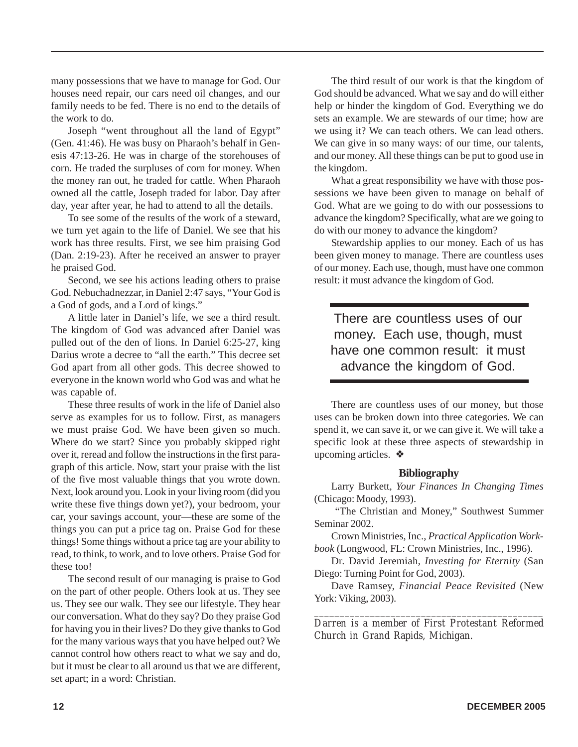many possessions that we have to manage for God. Our houses need repair, our cars need oil changes, and our family needs to be fed. There is no end to the details of the work to do.

Joseph "went throughout all the land of Egypt" (Gen. 41:46). He was busy on Pharaoh's behalf in Genesis 47:13-26. He was in charge of the storehouses of corn. He traded the surpluses of corn for money. When the money ran out, he traded for cattle. When Pharaoh owned all the cattle, Joseph traded for labor. Day after day, year after year, he had to attend to all the details.

To see some of the results of the work of a steward, we turn yet again to the life of Daniel. We see that his work has three results. First, we see him praising God (Dan. 2:19-23). After he received an answer to prayer he praised God.

Second, we see his actions leading others to praise God. Nebuchadnezzar, in Daniel 2:47 says, "Your God is a God of gods, and a Lord of kings."

A little later in Daniel's life, we see a third result. The kingdom of God was advanced after Daniel was pulled out of the den of lions. In Daniel 6:25-27, king Darius wrote a decree to "all the earth." This decree set God apart from all other gods. This decree showed to everyone in the known world who God was and what he was capable of.

These three results of work in the life of Daniel also serve as examples for us to follow. First, as managers we must praise God. We have been given so much. Where do we start? Since you probably skipped right over it, reread and follow the instructions in the first paragraph of this article. Now, start your praise with the list of the five most valuable things that you wrote down. Next, look around you. Look in your living room (did you write these five things down yet?), your bedroom, your car, your savings account, your—these are some of the things you can put a price tag on. Praise God for these things! Some things without a price tag are your ability to read, to think, to work, and to love others. Praise God for these too!

The second result of our managing is praise to God on the part of other people. Others look at us. They see us. They see our walk. They see our lifestyle. They hear our conversation. What do they say? Do they praise God for having you in their lives? Do they give thanks to God for the many various ways that you have helped out? We cannot control how others react to what we say and do, but it must be clear to all around us that we are different, set apart; in a word: Christian.

The third result of our work is that the kingdom of God should be advanced. What we say and do will either help or hinder the kingdom of God. Everything we do sets an example. We are stewards of our time; how are we using it? We can teach others. We can lead others. We can give in so many ways: of our time, our talents, and our money. All these things can be put to good use in the kingdom.

What a great responsibility we have with those possessions we have been given to manage on behalf of God. What are we going to do with our possessions to advance the kingdom? Specifically, what are we going to do with our money to advance the kingdom?

Stewardship applies to our money. Each of us has been given money to manage. There are countless uses of our money. Each use, though, must have one common result: it must advance the kingdom of God.

> There are countless uses of our money. Each use, though, must have one common result: it must advance the kingdom of God.

There are countless uses of our money, but those uses can be broken down into three categories. We can spend it, we can save it, or we can give it. We will take a specific look at these three aspects of stewardship in upcoming articles. ❖

**Bibliography**

Larry Burkett, *Your Finances In Changing Times* (Chicago: Moody, 1993).

"The Christian and Money," Southwest Summer Seminar 2002.

Crown Ministries, Inc., *Practical Application Workbook* (Longwood, FL: Crown Ministries, Inc., 1996).

Dr. David Jeremiah, *Investing for Eternity* (San Diego: Turning Point for God, 2003).

Dave Ramsey, *Financial Peace Revisited* (New York: Viking, 2003).

---

*Darren is a member of First Protestant Reformed Church in Grand Rapids, Michigan.*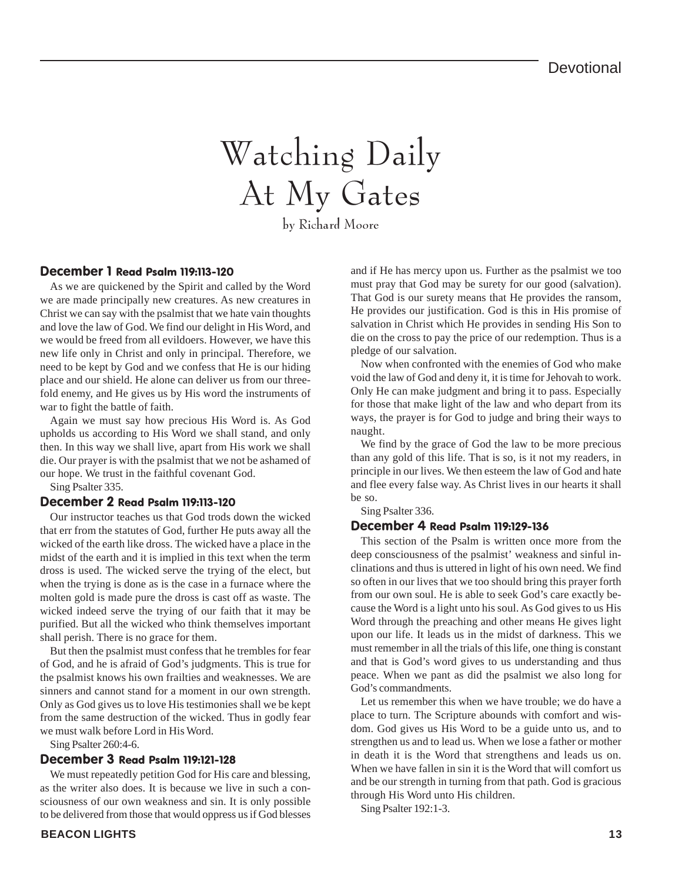Devotional

# Watching Daily At My Gates

by Richard Moore

### December 1 Read Psalm 119:113-120

As we are quickened by the Spirit and called by the Word we are made principally new creatures. As new creatures in Christ we can say with the psalmist that we hate vain thoughts and love the law of God. We find our delight in His Word, and we would be freed from all evildoers. However, we have this new life only in Christ and only in principal. Therefore, we need to be kept by God and we confess that He is our hiding place and our shield. He alone can deliver us from our three-fold enemy, and He gives us by His word the instruments of war to fight the battle of faith.

Again we must say how precious His Word is. As God upholds us according to His Word we shall stand, and only then. In this way we shall live, apart from His work we shall die. Our prayer is with the psalmist that we not be ashamed of our hope. We trust in the faithful covenant God.

Sing Psalter 335.

### December 2 Read Psalm 119:113-120

Our instructor teaches us that God trods down the wicked that err from the statutes of God, further He puts away all the wicked of the earth like dross. The wicked have a place in the midst of the earth and it is implied in this text when the term dross is used. The wicked serve the trying of the elect, but when the trying is done as is the case in a furnace where the molten gold is made pure the dross is cast off as waste. The wicked indeed serve the trying of our faith that it may be purified. But all the wicked who think themselves important shall perish. There is no grace for them.

But then the psalmist must confess that he trembles for fear of God, and he is afraid of God's judgments. This is true for the psalmist knows his own frailties and weaknesses. We are sinners and cannot stand for a moment in our own strength. Only as God gives us to love His testimonies shall we be kept from the same destruction of the wicked. Thus in godly fear we must walk before Lord in His Word.

Sing Psalter 260:4-6.

### December 3 Read Psalm 119:121-128

We must repeatedly petition God for His care and blessing, as the writer also does. It is because we live in such a consciousness of our own weakness and sin. It is only possible to be delivered from those that would oppress us if God blesses and if He has mercy upon us. Further as the psalmist we too must pray that God may be surety for our good (salvation). That God is our surety means that He provides the ransom, He provides our justification. God is this in His promise of salvation in Christ which He provides in sending His Son to die on the cross to pay the price of our redemption. Thus is a pledge of our salvation.

Now when confronted with the enemies of God who make void the law of God and deny it, it is time for Jehovah to work. Only He can make judgment and bring it to pass. Especially for those that make light of the law and who depart from its ways, the prayer is for God to judge and bring their ways to naught.

We find by the grace of God the law to be more precious than any gold of this life. That is so, is it not my readers, in principle in our lives. We then esteem the law of God and hate and flee every false way. As Christ lives in our hearts it shall be so.

Sing Psalter 336.

### December 4 Read Psalm 119:129-136

This section of the Psalm is written once more from the deep consciousness of the psalmist' weakness and sinful inclinations and thus is uttered in light of his own need. We find so often in our lives that we too should bring this prayer forth from our own soul. He is able to seek God's care exactly because the Word is a light unto his soul. As God gives to us His Word through the preaching and other means He gives light upon our life. It leads us in the midst of darkness. This we must remember in all the trials of this life, one thing is constant and that is God's word gives to us understanding and thus peace. When we pant as did the psalmist we also long for God's commandments.

Let us remember this when we have trouble; we do have a place to turn. The Scripture abounds with comfort and wisdom. God gives us His Word to be a guide unto us, and to strengthen us and to lead us. When we lose a father or mother in death it is the Word that strengthens and leads us on. When we have fallen in sin it is the Word that will comfort us and be our strength in turning from that path. God is gracious through His Word unto His children.

Sing Psalter 192:1-3.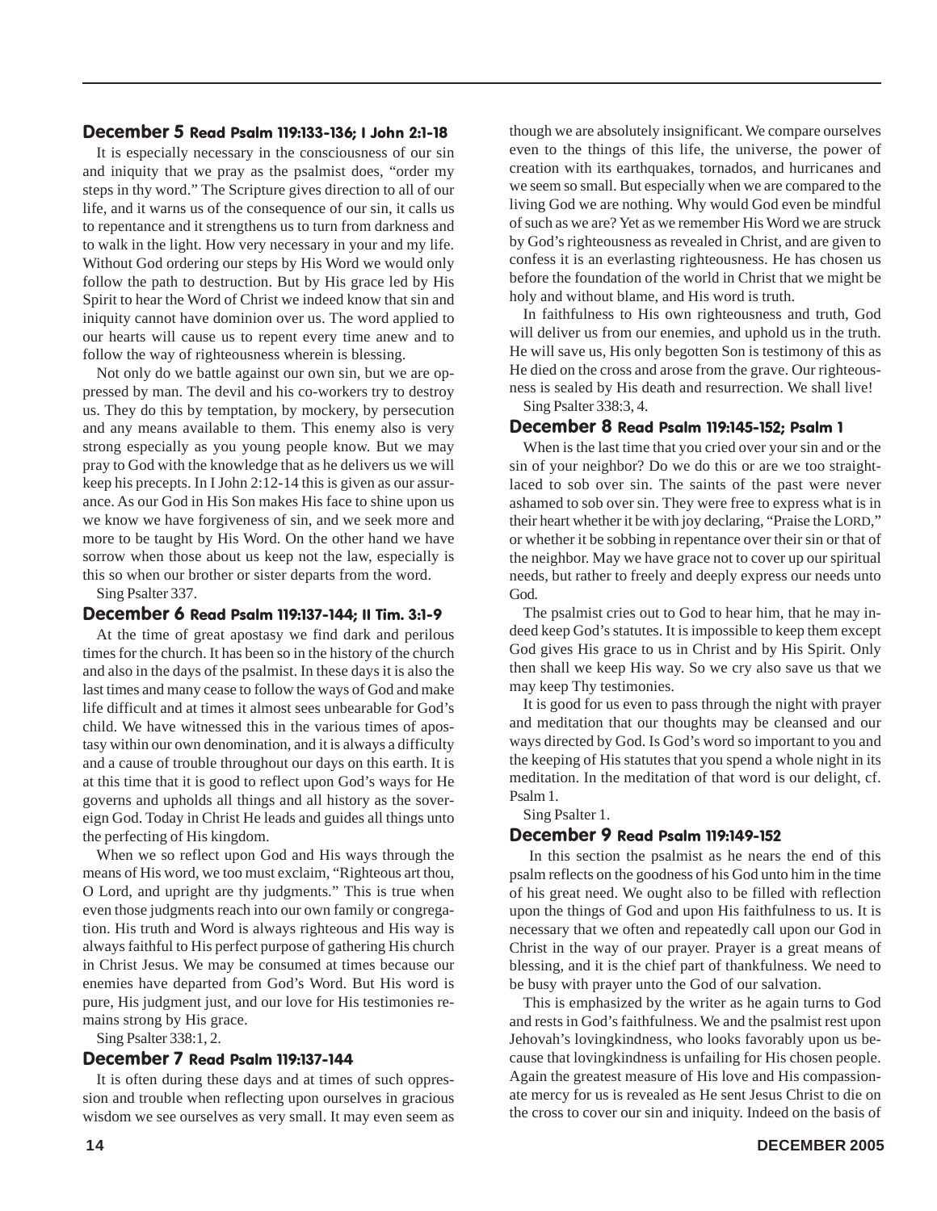### December 5 Read Psalm 119:133-136; I John 2:1-18

It is especially necessary in the consciousness of our sin and iniquity that we pray as the psalmist does, "order my steps in thy word." The Scripture gives direction to all of our life, and it warns us of the consequence of our sin, it calls us to repentance and it strengthens us to turn from darkness and to walk in the light. How very necessary in your and my life. Without God ordering our steps by His Word we would only follow the path to destruction. But by His grace led by His Spirit to hear the Word of Christ we indeed know that sin and iniquity cannot have dominion over us. The word applied to our hearts will cause us to repent every time anew and to follow the way of righteousness wherein is blessing.

Not only do we battle against our own sin, but we are oppressed by man. The devil and his co-workers try to destroy us. They do this by temptation, by mockery, by persecution and any means available to them. This enemy also is very strong especially as you young people know. But we may pray to God with the knowledge that as he delivers us we will keep his precepts. In I John 2:12-14 this is given as our assurance. As our God in His Son makes His face to shine upon us we know we have forgiveness of sin, and we seek more and more to be taught by His Word. On the other hand we have sorrow when those about us keep not the law, especially is this so when our brother or sister departs from the word.

Sing Psalter 337.

### December 6 Read Psalm 119:137-144; II Tim. 3:1-9

At the time of great apostasy we find dark and perilous times for the church. It has been so in the history of the church and also in the days of the psalmist. In these days it is also the last times and many cease to follow the ways of God and make life difficult and at times it almost sees unbearable for God's child. We have witnessed this in the various times of apostasy within our own denomination, and it is always a difficulty and a cause of trouble throughout our days on this earth. It is at this time that it is good to reflect upon God's ways for He governs and upholds all things and all history as the sovereign God. Today in Christ He leads and guides all things unto the perfecting of His kingdom.

When we so reflect upon God and His ways through the means of His word, we too must exclaim, "Righteous art thou, O Lord, and upright are thy judgments." This is true when even those judgments reach into our own family or congregation. His truth and Word is always righteous and His way is always faithful to His perfect purpose of gathering His church in Christ Jesus. We may be consumed at times because our enemies have departed from God's Word. But His word is pure, His judgment just, and our love for His testimonies remains strong by His grace.

Sing Psalter 338:1, 2.

### December 7 Read Psalm 119:137-144

It is often during these days and at times of such oppression and trouble when reflecting upon ourselves in gracious wisdom we see ourselves as very small. It may even seem as though we are absolutely insignificant. We compare ourselves even to the things of this life, the universe, the power of creation with its earthquakes, tornados, and hurricanes and we seem so small. But especially when we are compared to the living God we are nothing. Why would God even be mindful of such as we are? Yet as we remember His Word we are struck by God's righteousness as revealed in Christ, and are given to confess it is an everlasting righteousness. He has chosen us before the foundation of the world in Christ that we might be holy and without blame, and His word is truth.

In faithfulness to His own righteousness and truth, God will deliver us from our enemies, and uphold us in the truth. He will save us, His only begotten Son is testimony of this as He died on the cross and arose from the grave. Our righteousness is sealed by His death and resurrection. We shall live!

Sing Psalter 338:3, 4.

### December 8 Read Psalm 119:145-152; Psalm 1

When is the last time that you cried over your sin and or the sin of your neighbor? Do we do this or are we too straight-laced to sob over sin. The saints of the past were never ashamed to sob over sin. They were free to express what is in their heart whether it be with joy declaring, "Praise the LORD," or whether it be sobbing in repentance over their sin or that of the neighbor. May we have grace not to cover up our spiritual needs, but rather to freely and deeply express our needs unto God.

The psalmist cries out to God to hear him, that he may indeed keep God's statutes. It is impossible to keep them except God gives His grace to us in Christ and by His Spirit. Only then shall we keep His way. So we cry also save us that we may keep Thy testimonies.

It is good for us even to pass through the night with prayer and meditation that our thoughts may be cleansed and our ways directed by God. Is God's word so important to you and the keeping of His statutes that you spend a whole night in its meditation. In the meditation of that word is our delight, cf. Psalm 1.

Sing Psalter 1.

### December 9 Read Psalm 119:149-152

In this section the psalmist as he nears the end of this psalm reflects on the goodness of his God unto him in the time of his great need. We ought also to be filled with reflection upon the things of God and upon His faithfulness to us. It is necessary that we often and repeatedly call upon our God in Christ in the way of our prayer. Prayer is a great means of blessing, and it is the chief part of thankfulness. We need to be busy with prayer unto the God of our salvation.

This is emphasized by the writer as he again turns to God and rests in God's faithfulness. We and the psalmist rest upon Jehovah's lovingkindness, who looks favorably upon us because that lovingkindness is unfailing for His chosen people. Again the greatest measure of His love and His compassionate mercy for us is revealed as He sent Jesus Christ to die on the cross to cover our sin and iniquity. Indeed on the basis of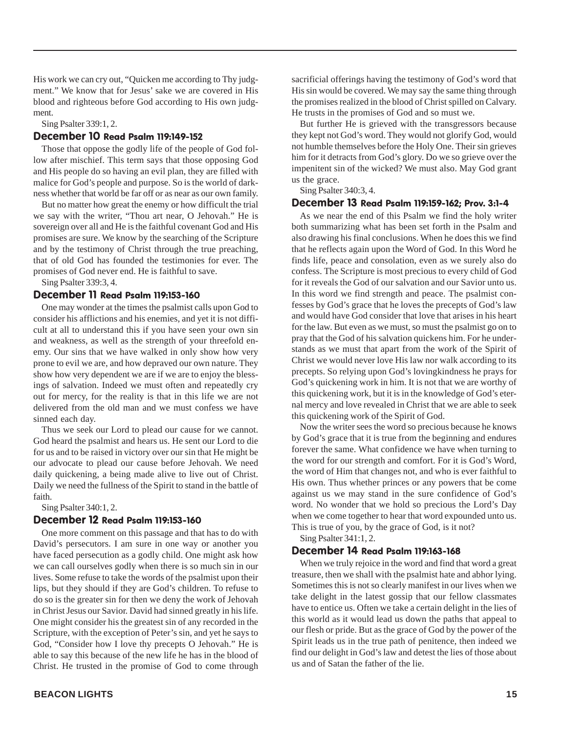His work we can cry out, "Quicken me according to Thy judgment." We know that for Jesus' sake we are covered in His blood and righteous before God according to His own judgment.

Sing Psalter 339:1, 2.

### December 10 Read Psalm 119:149-152

Those that oppose the godly life of the people of God follow after mischief. This term says that those opposing God and His people do so having an evil plan, they are filled with malice for God's people and purpose. So is the world of darkness whether that world be far off or as near as our own family.

But no matter how great the enemy or how difficult the trial we say with the writer, "Thou art near, O Jehovah." He is sovereign over all and He is the faithful covenant God and His promises are sure. We know by the searching of the Scripture and by the testimony of Christ through the true preaching, that of old God has founded the testimonies for ever. The promises of God never end. He is faithful to save.

Sing Psalter 339:3, 4.

### December 11 Read Psalm 119:153-160

One may wonder at the times the psalmist calls upon God to consider his afflictions and his enemies, and yet it is not difficult at all to understand this if you have seen your own sin and weakness, as well as the strength of your threefold enemy. Our sins that we have walked in only show how very prone to evil we are, and how depraved our own nature. They show how very dependent we are if we are to enjoy the blessings of salvation. Indeed we must often and repeatedly cry out for mercy, for the reality is that in this life we are not delivered from the old man and we must confess we have sinned each day.

Thus we seek our Lord to plead our cause for we cannot. God heard the psalmist and hears us. He sent our Lord to die for us and to be raised in victory over our sin that He might be our advocate to plead our cause before Jehovah. We need daily quickening, a being made alive to live out of Christ. Daily we need the fullness of the Spirit to stand in the battle of faith.

Sing Psalter 340:1, 2.

### December 12 Read Psalm 119:153-160

One more comment on this passage and that has to do with David's persecutors. I am sure in one way or another you have faced persecution as a godly child. One might ask how we can call ourselves godly when there is so much sin in our lives. Some refuse to take the words of the psalmist upon their lips, but they should if they are God's children. To refuse to do so is the greater sin for then we deny the work of Jehovah in Christ Jesus our Savior. David had sinned greatly in his life. One might consider his the greatest sin of any recorded in the Scripture, with the exception of Peter's sin, and yet he says to God, "Consider how I love thy precepts O Jehovah." He is able to say this because of the new life he has in the blood of Christ. He trusted in the promise of God to come through sacrificial offerings having the testimony of God's word that His sin would be covered. We may say the same thing through the promises realized in the blood of Christ spilled on Calvary. He trusts in the promises of God and so must we.

But further He is grieved with the transgressors because they kept not God's word. They would not glorify God, would not humble themselves before the Holy One. Their sin grieves him for it detracts from God's glory. Do we so grieve over the impenitent sin of the wicked? We must also. May God grant us the grace.

Sing Psalter 340:3, 4.

### December 13 Read Psalm 119:159-162; Prov. 3:1-4

As we near the end of this Psalm we find the holy writer both summarizing what has been set forth in the Psalm and also drawing his final conclusions. When he does this we find that he reflects again upon the Word of God. In this Word he finds life, peace and consolation, even as we surely also do confess. The Scripture is most precious to every child of God for it reveals the God of our salvation and our Savior unto us. In this word we find strength and peace. The psalmist confesses by God's grace that he loves the precepts of God's law and would have God consider that love that arises in his heart for the law. But even as we must, so must the psalmist go on to pray that the God of his salvation quickens him. For he understands as we must that apart from the work of the Spirit of Christ we would never love His law nor walk according to its precepts. So relying upon God's lovingkindness he prays for God's quickening work in him. It is not that we are worthy of this quickening work, but it is in the knowledge of God's eternal mercy and love revealed in Christ that we are able to seek this quickening work of the Spirit of God.

Now the writer sees the word so precious because he knows by God's grace that it is true from the beginning and endures forever the same. What confidence we have when turning to the word for our strength and comfort. For it is God's Word, the word of Him that changes not, and who is ever faithful to His own. Thus whether princes or any powers that be come against us we may stand in the sure confidence of God's word. No wonder that we hold so precious the Lord's Day when we come together to hear that word expounded unto us. This is true of you, by the grace of God, is it not?

Sing Psalter 341:1, 2.

### December 14 Read Psalm 119:163-168

When we truly rejoice in the word and find that word a great treasure, then we shall with the psalmist hate and abhor lying. Sometimes this is not so clearly manifest in our lives when we take delight in the latest gossip that our fellow classmates have to entice us. Often we take a certain delight in the lies of this world as it would lead us down the paths that appeal to our flesh or pride. But as the grace of God by the power of the Spirit leads us in the true path of penitence, then indeed we find our delight in God's law and detest the lies of those about us and of Satan the father of the lie.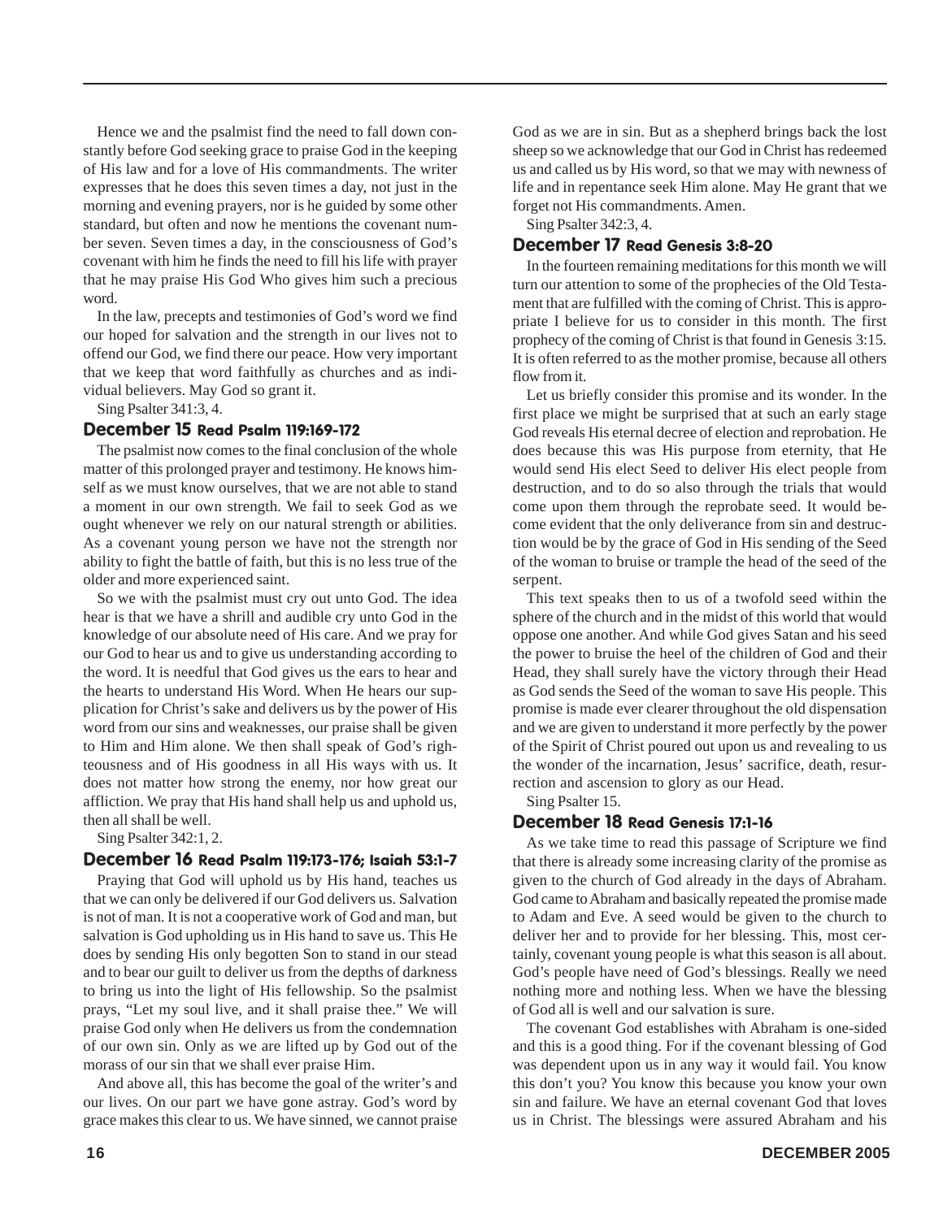Hence we and the psalmist find the need to fall down constantly before God seeking grace to praise God in the keeping of His law and for a love of His commandments. The writer expresses that he does this seven times a day, not just in the morning and evening prayers, nor is he guided by some other standard, but often and now he mentions the covenant number seven. Seven times a day, in the consciousness of God's covenant with him he finds the need to fill his life with prayer that he may praise His God Who gives him such a precious word.

In the law, precepts and testimonies of God's word we find our hoped for salvation and the strength in our lives not to offend our God, we find there our peace. How very important that we keep that word faithfully as churches and as individual believers. May God so grant it.

Sing Psalter 341:3, 4.

### December 15 Read Psalm 119:169-172

The psalmist now comes to the final conclusion of the whole matter of this prolonged prayer and testimony. He knows himself as we must know ourselves, that we are not able to stand a moment in our own strength. We fail to seek God as we ought whenever we rely on our natural strength or abilities. As a covenant young person we have not the strength nor ability to fight the battle of faith, but this is no less true of the older and more experienced saint.

So we with the psalmist must cry out unto God. The idea hear is that we have a shrill and audible cry unto God in the knowledge of our absolute need of His care. And we pray for our God to hear us and to give us understanding according to the word. It is needful that God gives us the ears to hear and the hearts to understand His Word. When He hears our supplication for Christ's sake and delivers us by the power of His word from our sins and weaknesses, our praise shall be given to Him and Him alone. We then shall speak of God's righteousness and of His goodness in all His ways with us. It does not matter how strong the enemy, nor how great our affliction. We pray that His hand shall help us and uphold us, then all shall be well.

Sing Psalter 342:1, 2.

### December 16 Read Psalm 119:173-176; Isaiah 53:1-7

Praying that God will uphold us by His hand, teaches us that we can only be delivered if our God delivers us. Salvation is not of man. It is not a cooperative work of God and man, but salvation is God upholding us in His hand to save us. This He does by sending His only begotten Son to stand in our stead and to bear our guilt to deliver us from the depths of darkness to bring us into the light of His fellowship. So the psalmist prays, "Let my soul live, and it shall praise thee." We will praise God only when He delivers us from the condemnation of our own sin. Only as we are lifted up by God out of the morass of our sin that we shall ever praise Him.

And above all, this has become the goal of the writer's and our lives. On our part we have gone astray. God's word by grace makes this clear to us. We have sinned, we cannot praise God as we are in sin. But as a shepherd brings back the lost sheep so we acknowledge that our God in Christ has redeemed us and called us by His word, so that we may with newness of life and in repentance seek Him alone. May He grant that we forget not His commandments. Amen.

Sing Psalter 342:3, 4.

### December 17 Read Genesis 3:8-20

In the fourteen remaining meditations for this month we will turn our attention to some of the prophecies of the Old Testament that are fulfilled with the coming of Christ. This is appropriate I believe for us to consider in this month. The first prophecy of the coming of Christ is that found in Genesis 3:15. It is often referred to as the mother promise, because all others flow from it.

Let us briefly consider this promise and its wonder. In the first place we might be surprised that at such an early stage God reveals His eternal decree of election and reprobation. He does because this was His purpose from eternity, that He would send His elect Seed to deliver His elect people from destruction, and to do so also through the trials that would come upon them through the reprobate seed. It would become evident that the only deliverance from sin and destruction would be by the grace of God in His sending of the Seed of the woman to bruise or trample the head of the seed of the serpent.

This text speaks then to us of a twofold seed within the sphere of the church and in the midst of this world that would oppose one another. And while God gives Satan and his seed the power to bruise the heel of the children of God and their Head, they shall surely have the victory through their Head as God sends the Seed of the woman to save His people. This promise is made ever clearer throughout the old dispensation and we are given to understand it more perfectly by the power of the Spirit of Christ poured out upon us and revealing to us the wonder of the incarnation, Jesus' sacrifice, death, resurrection and ascension to glory as our Head.

Sing Psalter 15.

### December 18 Read Genesis 17:1-16

As we take time to read this passage of Scripture we find that there is already some increasing clarity of the promise as given to the church of God already in the days of Abraham. God came to Abraham and basically repeated the promise made to Adam and Eve. A seed would be given to the church to deliver her and to provide for her blessing. This, most certainly, covenant young people is what this season is all about. God's people have need of God's blessings. Really we need nothing more and nothing less. When we have the blessing of God all is well and our salvation is sure.

The covenant God establishes with Abraham is one-sided and this is a good thing. For if the covenant blessing of God was dependent upon us in any way it would fail. You know this don't you? You know this because you know your own sin and failure. We have an eternal covenant God that loves us in Christ. The blessings were assured Abraham and his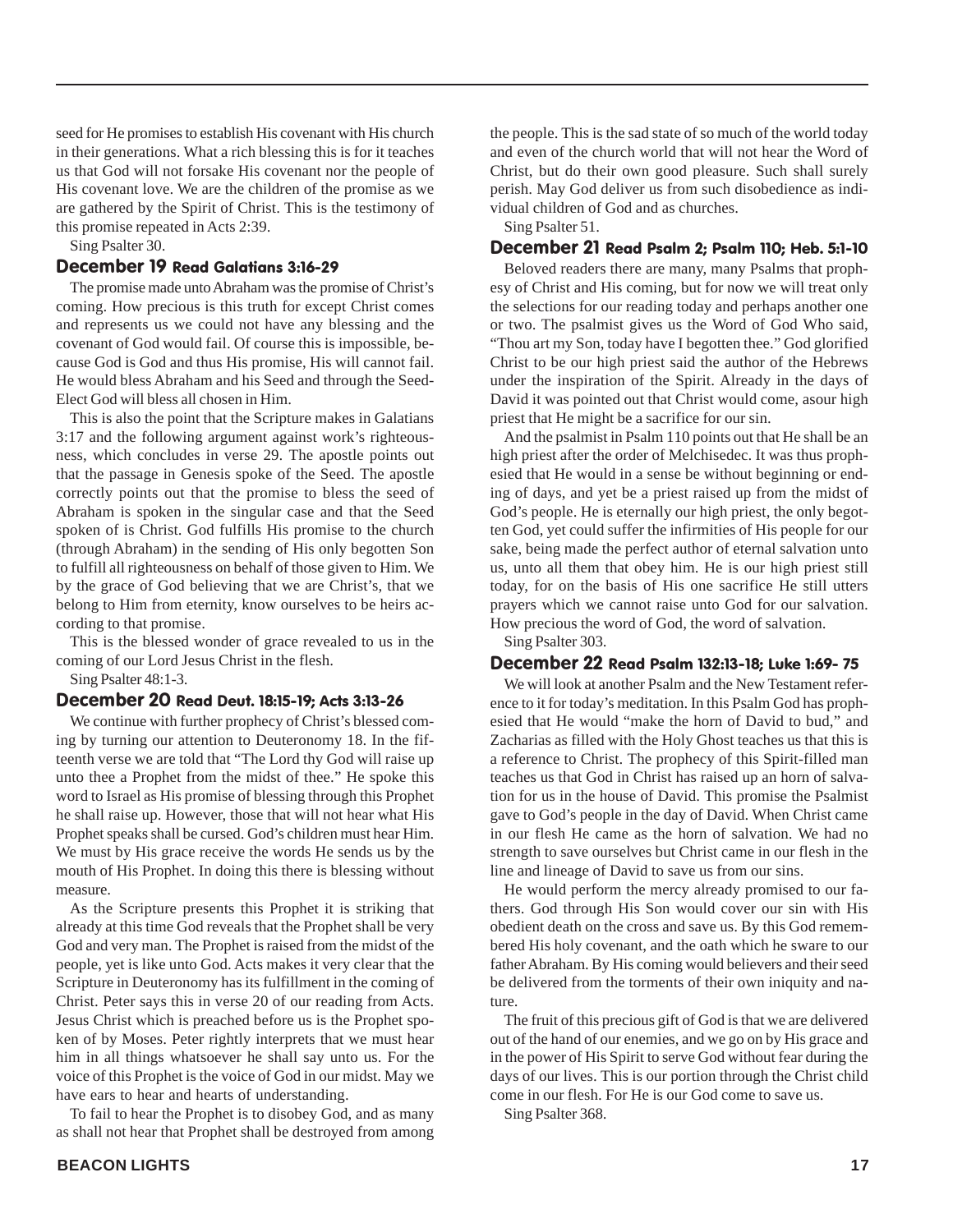seed for He promises to establish His covenant with His church in their generations. What a rich blessing this is for it teaches us that God will not forsake His covenant nor the people of His covenant love. We are the children of the promise as we are gathered by the Spirit of Christ. This is the testimony of this promise repeated in Acts 2:39.

Sing Psalter 30.

### December 19 Read Galatians 3:16-29

The promise made unto Abraham was the promise of Christ's coming. How precious is this truth for except Christ comes and represents us we could not have any blessing and the covenant of God would fail. Of course this is impossible, because God is God and thus His promise, His will cannot fail. He would bless Abraham and his Seed and through the Seed-Elect God will bless all chosen in Him.

This is also the point that the Scripture makes in Galatians 3:17 and the following argument against work's righteousness, which concludes in verse 29. The apostle points out that the passage in Genesis spoke of the Seed. The apostle correctly points out that the promise to bless the seed of Abraham is spoken in the singular case and that the Seed spoken of is Christ. God fulfills His promise to the church (through Abraham) in the sending of His only begotten Son to fulfill all righteousness on behalf of those given to Him. We by the grace of God believing that we are Christ's, that we belong to Him from eternity, know ourselves to be heirs according to that promise.

This is the blessed wonder of grace revealed to us in the coming of our Lord Jesus Christ in the flesh.

Sing Psalter 48:1-3.

### December 20 Read Deut. 18:15-19; Acts 3:13-26

We continue with further prophecy of Christ's blessed coming by turning our attention to Deuteronomy 18. In the fifteenth verse we are told that "The Lord thy God will raise up unto thee a Prophet from the midst of thee." He spoke this word to Israel as His promise of blessing through this Prophet he shall raise up. However, those that will not hear what His Prophet speaks shall be cursed. God's children must hear Him. We must by His grace receive the words He sends us by the mouth of His Prophet. In doing this there is blessing without measure.

As the Scripture presents this Prophet it is striking that already at this time God reveals that the Prophet shall be very God and very man. The Prophet is raised from the midst of the people, yet is like unto God. Acts makes it very clear that the Scripture in Deuteronomy has its fulfillment in the coming of Christ. Peter says this in verse 20 of our reading from Acts. Jesus Christ which is preached before us is the Prophet spoken of by Moses. Peter rightly interprets that we must hear him in all things whatsoever he shall say unto us. For the voice of this Prophet is the voice of God in our midst. May we have ears to hear and hearts of understanding.

To fail to hear the Prophet is to disobey God, and as many as shall not hear that Prophet shall be destroyed from among the people. This is the sad state of so much of the world today and even of the church world that will not hear the Word of Christ, but do their own good pleasure. Such shall surely perish. May God deliver us from such disobedience as individual children of God and as churches.

Sing Psalter 51.

### December 21 Read Psalm 2; Psalm 110; Heb. 5:1-10

Beloved readers there are many, many Psalms that prophesy of Christ and His coming, but for now we will treat only the selections for our reading today and perhaps another one or two. The psalmist gives us the Word of God Who said, "Thou art my Son, today have I begotten thee." God glorified Christ to be our high priest said the author of the Hebrews under the inspiration of the Spirit. Already in the days of David it was pointed out that Christ would come, asour high priest that He might be a sacrifice for our sin.

And the psalmist in Psalm 110 points out that He shall be an high priest after the order of Melchisedec. It was thus prophesied that He would in a sense be without beginning or ending of days, and yet be a priest raised up from the midst of God's people. He is eternally our high priest, the only begotten God, yet could suffer the infirmities of His people for our sake, being made the perfect author of eternal salvation unto us, unto all them that obey him. He is our high priest still today, for on the basis of His one sacrifice He still utters prayers which we cannot raise unto God for our salvation. How precious the word of God, the word of salvation.

Sing Psalter 303.

### December 22 Read Psalm 132:13-18; Luke 1:69- 75

We will look at another Psalm and the New Testament reference to it for today's meditation. In this Psalm God has prophesied that He would "make the horn of David to bud," and Zacharias as filled with the Holy Ghost teaches us that this is a reference to Christ. The prophecy of this Spirit-filled man teaches us that God in Christ has raised up an horn of salvation for us in the house of David. This promise the Psalmist gave to God's people in the day of David. When Christ came in our flesh He came as the horn of salvation. We had no strength to save ourselves but Christ came in our flesh in the line and lineage of David to save us from our sins.

He would perform the mercy already promised to our fathers. God through His Son would cover our sin with His obedient death on the cross and save us. By this God remembered His holy covenant, and the oath which he sware to our father Abraham. By His coming would believers and their seed be delivered from the torments of their own iniquity and nature.

The fruit of this precious gift of God is that we are delivered out of the hand of our enemies, and we go on by His grace and in the power of His Spirit to serve God without fear during the days of our lives. This is our portion through the Christ child come in our flesh. For He is our God come to save us.

Sing Psalter 368.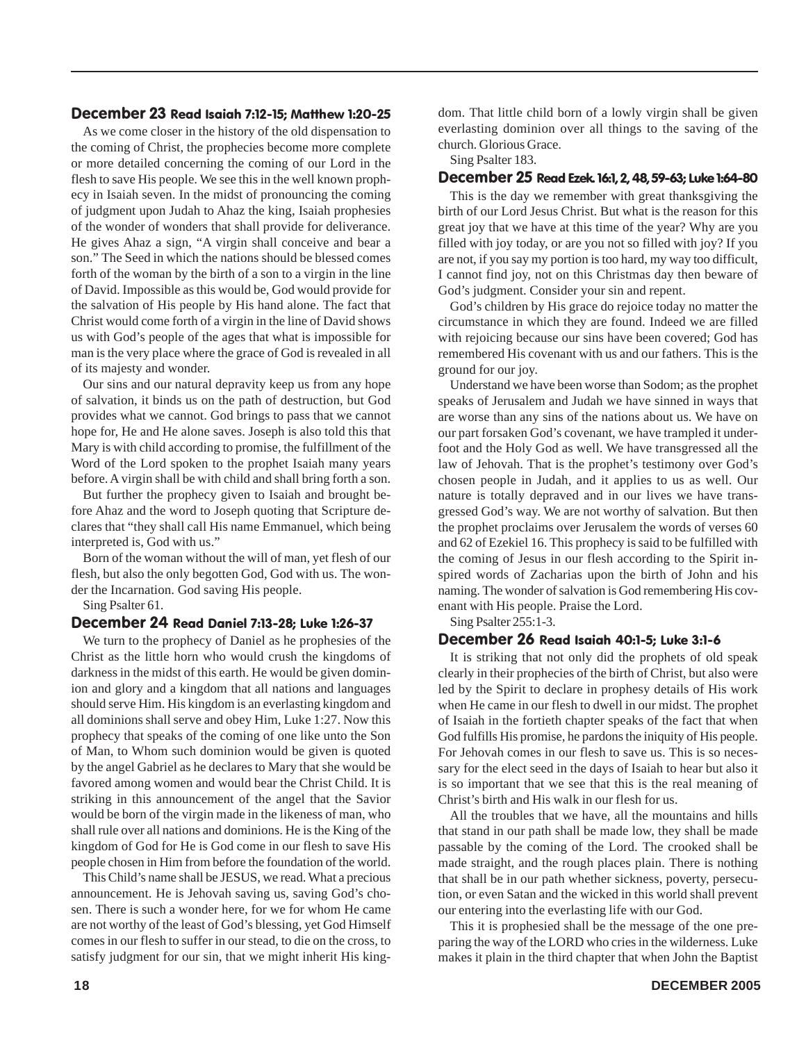## December 23 Read Isaiah 7:12-15; Matthew 1:20-25

As we come closer in the history of the old dispensation to the coming of Christ, the prophecies become more complete or more detailed concerning the coming of our Lord in the flesh to save His people. We see this in the well known prophecy in Isaiah seven. In the midst of pronouncing the coming of judgment upon Judah to Ahaz the king, Isaiah prophesies of the wonder of wonders that shall provide for deliverance. He gives Ahaz a sign, "A virgin shall conceive and bear a son." The Seed in which the nations should be blessed comes forth of the woman by the birth of a son to a virgin in the line of David. Impossible as this would be, God would provide for the salvation of His people by His hand alone. The fact that Christ would come forth of a virgin in the line of David shows us with God's people of the ages that what is impossible for man is the very place where the grace of God is revealed in all of its majesty and wonder.

Our sins and our natural depravity keep us from any hope of salvation, it binds us on the path of destruction, but God provides what we cannot. God brings to pass that we cannot hope for, He and He alone saves. Joseph is also told this that Mary is with child according to promise, the fulfillment of the Word of the Lord spoken to the prophet Isaiah many years before. A virgin shall be with child and shall bring forth a son.

But further the prophecy given to Isaiah and brought before Ahaz and the word to Joseph quoting that Scripture declares that "they shall call His name Emmanuel, which being interpreted is, God with us."

Born of the woman without the will of man, yet flesh of our flesh, but also the only begotten God, God with us. The wonder the Incarnation. God saving His people.

Sing Psalter 61.

## December 24 Read Daniel 7:13-28; Luke 1:26-37

We turn to the prophecy of Daniel as he prophesies of the Christ as the little horn who would crush the kingdoms of darkness in the midst of this earth. He would be given dominion and glory and a kingdom that all nations and languages should serve Him. His kingdom is an everlasting kingdom and all dominions shall serve and obey Him, Luke 1:27. Now this prophecy that speaks of the coming of one like unto the Son of Man, to Whom such dominion would be given is quoted by the angel Gabriel as he declares to Mary that she would be favored among women and would bear the Christ Child. It is striking in this announcement of the angel that the Savior would be born of the virgin made in the likeness of man, who shall rule over all nations and dominions. He is the King of the kingdom of God for He is God come in our flesh to save His people chosen in Him from before the foundation of the world.

This Child's name shall be JESUS, we read. What a precious announcement. He is Jehovah saving us, saving God's chosen. There is such a wonder here, for we for whom He came are not worthy of the least of God's blessing, yet God Himself comes in our flesh to suffer in our stead, to die on the cross, to satisfy judgment for our sin, that we might inherit His kingdom. That little child born of a lowly virgin shall be given everlasting dominion over all things to the saving of the church. Glorious Grace.

Sing Psalter 183.

## December 25 Read Ezek. 16:1, 2, 48, 59-63; Luke 1:64-80

This is the day we remember with great thanksgiving the birth of our Lord Jesus Christ. But what is the reason for this great joy that we have at this time of the year? Why are you filled with joy today, or are you not so filled with joy? If you are not, if you say my portion is too hard, my way too difficult, I cannot find joy, not on this Christmas day then beware of God's judgment. Consider your sin and repent.

God's children by His grace do rejoice today no matter the circumstance in which they are found. Indeed we are filled with rejoicing because our sins have been covered; God has remembered His covenant with us and our fathers. This is the ground for our joy.

Understand we have been worse than Sodom; as the prophet speaks of Jerusalem and Judah we have sinned in ways that are worse than any sins of the nations about us. We have on our part forsaken God's covenant, we have trampled it underfoot and the Holy God as well. We have transgressed all the law of Jehovah. That is the prophet's testimony over God's chosen people in Judah, and it applies to us as well. Our nature is totally depraved and in our lives we have transgressed God's way. We are not worthy of salvation. But then the prophet proclaims over Jerusalem the words of verses 60 and 62 of Ezekiel 16. This prophecy is said to be fulfilled with the coming of Jesus in our flesh according to the Spirit inspired words of Zacharias upon the birth of John and his naming. The wonder of salvation is God remembering His covenant with His people. Praise the Lord.

Sing Psalter 255:1-3.

## December 26 Read Isaiah 40:1-5; Luke 3:1-6

It is striking that not only did the prophets of old speak clearly in their prophecies of the birth of Christ, but also were led by the Spirit to declare in prophesy details of His work when He came in our flesh to dwell in our midst. The prophet of Isaiah in the fortieth chapter speaks of the fact that when God fulfills His promise, he pardons the iniquity of His people. For Jehovah comes in our flesh to save us. This is so necessary for the elect seed in the days of Isaiah to hear but also it is so important that we see that this is the real meaning of Christ's birth and His walk in our flesh for us.

All the troubles that we have, all the mountains and hills that stand in our path shall be made low, they shall be made passable by the coming of the Lord. The crooked shall be made straight, and the rough places plain. There is nothing that shall be in our path whether sickness, poverty, persecution, or even Satan and the wicked in this world shall prevent our entering into the everlasting life with our God.

This it is prophesied shall be the message of the one preparing the way of the LORD who cries in the wilderness. Luke makes it plain in the third chapter that when John the Baptist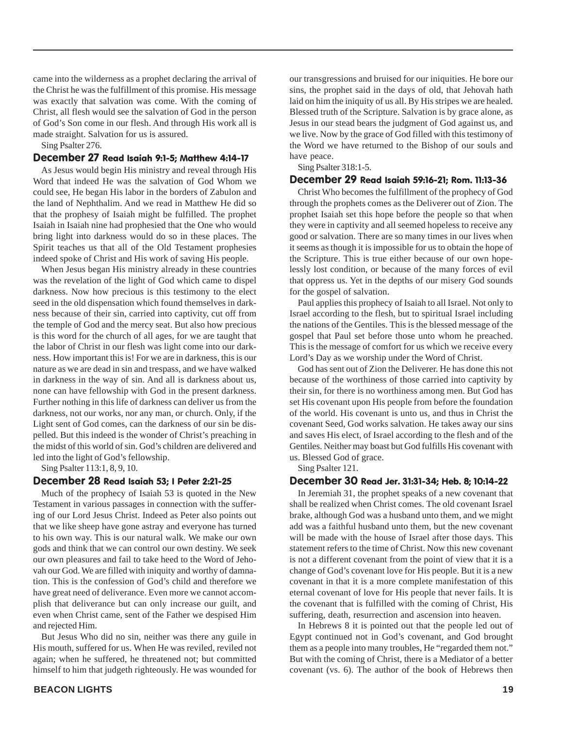came into the wilderness as a prophet declaring the arrival of the Christ he was the fulfillment of this promise. His message was exactly that salvation was come. With the coming of Christ, all flesh would see the salvation of God in the person of God's Son come in our flesh. And through His work all is made straight. Salvation for us is assured.

Sing Psalter 276.

### December 27 Read Isaiah 9:1-5; Matthew 4:14-17

As Jesus would begin His ministry and reveal through His Word that indeed He was the salvation of God Whom we could see, He began His labor in the borders of Zabulon and the land of Nephthalim. And we read in Matthew He did so that the prophesy of Isaiah might be fulfilled. The prophet Isaiah in Isaiah nine had prophesied that the One who would bring light into darkness would do so in these places. The Spirit teaches us that all of the Old Testament prophesies indeed spoke of Christ and His work of saving His people.

When Jesus began His ministry already in these countries was the revelation of the light of God which came to dispel darkness. Now how precious is this testimony to the elect seed in the old dispensation which found themselves in darkness because of their sin, carried into captivity, cut off from the temple of God and the mercy seat. But also how precious is this word for the church of all ages, for we are taught that the labor of Christ in our flesh was light come into our darkness. How important this is! For we are in darkness, this is our nature as we are dead in sin and trespass, and we have walked in darkness in the way of sin. And all is darkness about us, none can have fellowship with God in the present darkness. Further nothing in this life of darkness can deliver us from the darkness, not our works, nor any man, or church. Only, if the Light sent of God comes, can the darkness of our sin be dispelled. But this indeed is the wonder of Christ's preaching in the midst of this world of sin. God's children are delivered and led into the light of God's fellowship.

Sing Psalter 113:1, 8, 9, 10.

### December 28 Read Isaiah 53; I Peter 2:21-25

Much of the prophecy of Isaiah 53 is quoted in the New Testament in various passages in connection with the suffering of our Lord Jesus Christ. Indeed as Peter also points out that we like sheep have gone astray and everyone has turned to his own way. This is our natural walk. We make our own gods and think that we can control our own destiny. We seek our own pleasures and fail to take heed to the Word of Jehovah our God. We are filled with iniquity and worthy of damnation. This is the confession of God's child and therefore we have great need of deliverance. Even more we cannot accomplish that deliverance but can only increase our guilt, and even when Christ came, sent of the Father we despised Him and rejected Him.

But Jesus Who did no sin, neither was there any guile in His mouth, suffered for us. When He was reviled, reviled not again; when he suffered, he threatened not; but committed himself to him that judgeth righteously. He was wounded for our transgressions and bruised for our iniquities. He bore our sins, the prophet said in the days of old, that Jehovah hath laid on him the iniquity of us all. By His stripes we are healed. Blessed truth of the Scripture. Salvation is by grace alone, as Jesus in our stead bears the judgment of God against us, and we live. Now by the grace of God filled with this testimony of the Word we have returned to the Bishop of our souls and have peace.

Sing Psalter 318:1-5.

### December 29 Read Isaiah 59:16-21; Rom. 11:13-36

Christ Who becomes the fulfillment of the prophecy of God through the prophets comes as the Deliverer out of Zion. The prophet Isaiah set this hope before the people so that when they were in captivity and all seemed hopeless to receive any good or salvation. There are so many times in our lives when it seems as though it is impossible for us to obtain the hope of the Scripture. This is true either because of our own hopelessly lost condition, or because of the many forces of evil that oppress us. Yet in the depths of our misery God sounds for the gospel of salvation.

Paul applies this prophecy of Isaiah to all Israel. Not only to Israel according to the flesh, but to spiritual Israel including the nations of the Gentiles. This is the blessed message of the gospel that Paul set before those unto whom he preached. This is the message of comfort for us which we receive every Lord's Day as we worship under the Word of Christ.

God has sent out of Zion the Deliverer. He has done this not because of the worthiness of those carried into captivity by their sin, for there is no worthiness among men. But God has set His covenant upon His people from before the foundation of the world. His covenant is unto us, and thus in Christ the covenant Seed, God works salvation. He takes away our sins and saves His elect, of Israel according to the flesh and of the Gentiles. Neither may boast but God fulfills His covenant with us. Blessed God of grace.

Sing Psalter 121.

### December 30 Read Jer. 31:31-34; Heb. 8; 10:14-22

In Jeremiah 31, the prophet speaks of a new covenant that shall be realized when Christ comes. The old covenant Israel brake, although God was a husband unto them, and we might add was a faithful husband unto them, but the new covenant will be made with the house of Israel after those days. This statement refers to the time of Christ. Now this new covenant is not a different covenant from the point of view that it is a change of God's covenant love for His people. But it is a new covenant in that it is a more complete manifestation of this eternal covenant of love for His people that never fails. It is the covenant that is fulfilled with the coming of Christ, His suffering, death, resurrection and ascension into heaven.

In Hebrews 8 it is pointed out that the people led out of Egypt continued not in God's covenant, and God brought them as a people into many troubles, He "regarded them not." But with the coming of Christ, there is a Mediator of a better covenant (vs. 6). The author of the book of Hebrews then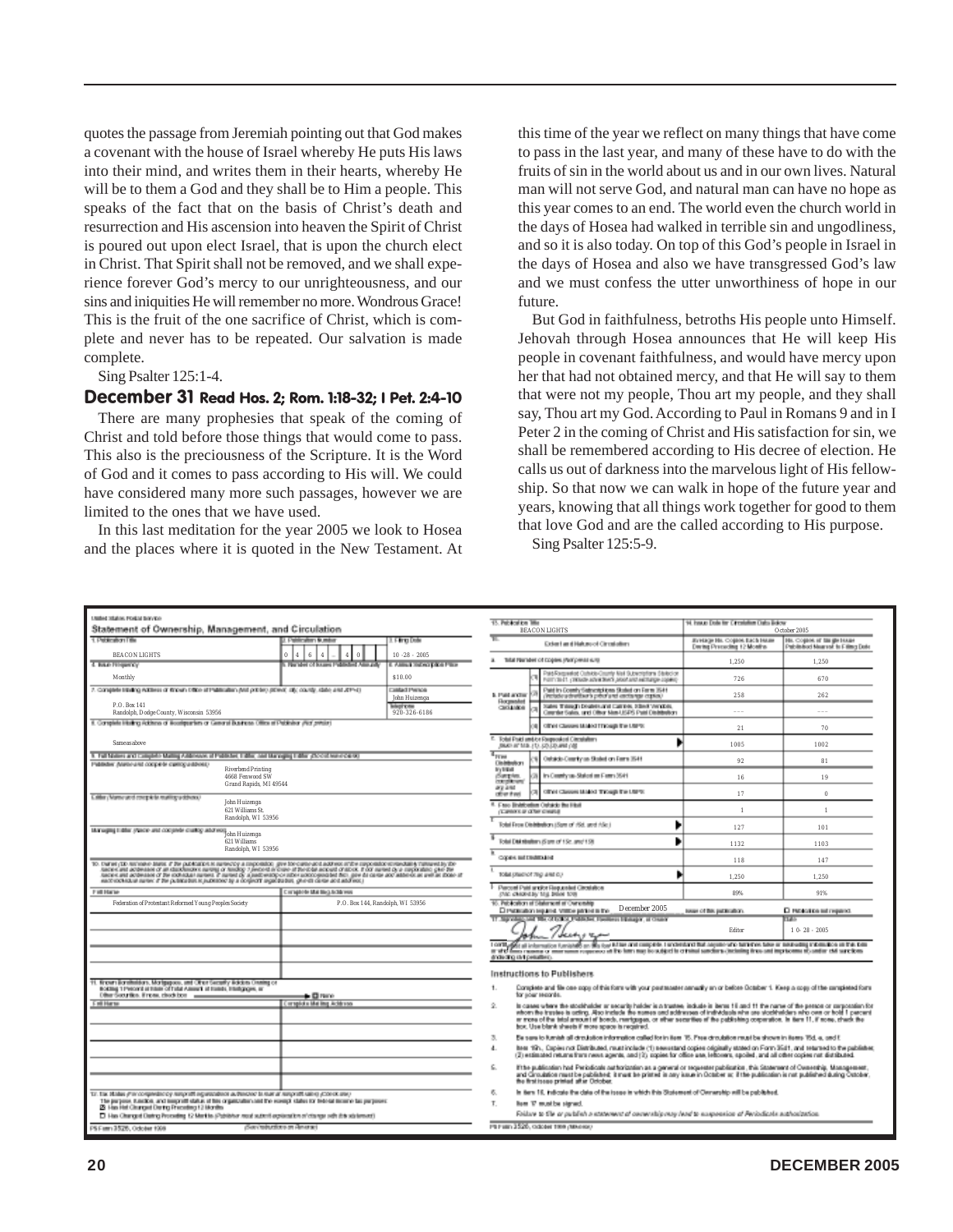quotes the passage from Jeremiah pointing out that God makes a covenant with the house of Israel whereby He puts His laws into their mind, and writes them in their hearts, whereby He will be to them a God and they shall be to Him a people. This speaks of the fact that on the basis of Christ's death and resurrection and His ascension into heaven the Spirit of Christ is poured out upon elect Israel, that is upon the church elect in Christ. That Spirit shall not be removed, and we shall experience forever God's mercy to our unrighteousness, and our sins and iniquities He will remember no more. Wondrous Grace! This is the fruit of the one sacrifice of Christ, which is complete and never has to be repeated. Our salvation is made complete.

Sing Psalter 125:1-4.

## December 31 Read Hos. 2; Rom. 1:18-32; I Pet. 2:4-10

There are many prophesies that speak of the coming of Christ and told before those things that would come to pass. This also is the preciousness of the Scripture. It is the Word of God and it comes to pass according to His will. We could have considered many more such passages, however we are limited to the ones that we have used.

In this last meditation for the year 2005 we look to Hosea and the places where it is quoted in the New Testament. At this time of the year we reflect on many things that have come to pass in the last year, and many of these have to do with the fruits of sin in the world about us and in our own lives. Natural man will not serve God, and natural man can have no hope as this year comes to an end. The world even the church world in the days of Hosea had walked in terrible sin and ungodliness, and so it is also today. On top of this God's people in Israel in the days of Hosea and also we have transgressed God's law and we must confess the utter unworthiness of hope in our future.

But God in faithfulness, betroths His people unto Himself. Jehovah through Hosea announces that He will keep His people in covenant faithfulness, and would have mercy upon her that had not obtained mercy, and that He will say to them that were not my people, Thou art my people, and they shall say, Thou art my God. According to Paul in Romans 9 and in I Peter 2 in the coming of Christ and His satisfaction for sin, we shall be remembered according to His decree of election. He calls us out of darkness into the marvelous light of His fellowship. So that now we can walk in hope of the future year and years, knowing that all things work together for good to them that love God and are the called according to His purpose.

Sing Psalter 125:5-9.

United States Postal Service
**Statement of Ownership, Management, and Circulation**

| 1. Publication Title | 2. Publication Number | 3. Filing Date |
|---|---|---|
| BEACON LIGHTS | 0 4 6 4 – 4 0 | 10-28-2005 |
| 4. Issue Frequency | 5. Number of Issues Published Annually | 6. Annual Subscription Price |
| Monthly | | $10.00 |

7. Complete Mailing Address of Known Office of Publication: P.O. Box 141, Randolph, Dodge County, Wisconsin 53956. Contact Person: John Huizenga. Telephone: 920-326-6186

8. Complete Mailing Address of Headquarters or General Business Office of Publisher: Same as above

9. Full Names and Complete Mailing Addresses of Publisher, Editor, and Managing Editor:
- Publisher: Riverbend Printing, 4660 Fenwood SW, Grand Rapids, MI 49544
- Editor: John Huizenga, 621 Williams St., Randolph, WI 53956
- Managing Editor: John Huizenga, 621 Williams, Randolph, WI 53956

10. Owner:

| Full Name | Complete Mailing Address |
|---|---|
| Federation of Protestant Reformed Young Peoples Society | P.O. Box 144, Randolph, WI 53956 |

11. Known Bondholders, Mortgagees, and Other Security Holders Owning or Holding 1 Percent or More of Total Amount of Bonds, Mortgages, or Other Securities: ☒ None

12. Tax Status: ☒ Has Not Changed During Preceding 12 Months

PS Form 3526, October 1999

13. Publication Title: BEACON LIGHTS — 14. Issue Date for Circulation Data Below: October 2005

| 15. Extent and Nature of Circulation | | Average No. Copies Each Issue During Preceding 12 Months | No. Copies of Single Issue Published Nearest to Filing Date |
|---|---|---|---|
| a. Total Number of Copies (Net press run) | | 1,250 | 1,250 |
| b. Paid and/or Requested Circulation | (1) Paid/Requested Outside-County Mail Subscriptions Stated on Form 3541 | 726 | 670 |
| | (2) Paid In-County Subscriptions Stated on Form 3541 | 258 | 262 |
| | (3) Sales Through Dealers and Carriers, Street Vendors, Counter Sales, and Other Non-USPS Paid Distribution | --- | --- |
| | (4) Other Classes Mailed Through the USPS | 21 | 70 |
| c. Total Paid and/or Requested Circulation | | 1005 | 1002 |
| d. Free Distribution by Mail | (1) Outside-County as Stated on Form 3541 | 92 | 81 |
| | (2) In-County as Stated on Form 3541 | 16 | 19 |
| | (3) Other Classes Mailed Through the USPS | 17 | 0 |
| e. Free Distribution Outside the Mail | | 1 | 1 |
| f. Total Free Distribution | | 127 | 101 |
| g. Total Distribution | | 1132 | 1103 |
| h. Copies not Distributed | | 118 | 147 |
| i. Total | | 1,250 | 1,250 |
| j. Percent Paid and/or Requested Circulation | | 89% | 91% |

16. Publication of Statement of Ownership: Publication required. Will be printed in the December 2005 issue of this publication.

17. Signature and Title of Editor, Publisher, Business Manager, or Owner: John Huizenga, Editor. Date: 10-28-2005

I certify that all information furnished on this form is true and complete. I understand that anyone who furnishes false or misleading information on this form or who omits material or information requested on the form may be subject to criminal sanctions (including fines and imprisonment) and/or civil sanctions (including civil penalties).

**Instructions to Publishers**

1. Complete and file one copy of this form with your postmaster annually on or before October 1. Keep a copy of the completed form for your records.
2. In cases where the stockholder or security holder is a trustee, include in items 10 and 11 the name of the person or corporation for whom the trustee is acting. Also include the names and addresses of individuals who are stockholders who own or hold 1 percent or more of the total amount of bonds, mortgages, or other securities of the publishing corporation. In item 11, if none, check the box. Use blank sheets if more space is required.
3. Be sure to furnish all circulation information called for in item 15. Free circulation must be shown in items 15d, e, and f.
4. Item 15h., Copies not Distributed, must include (1) newsstand copies originally stated on Form 3541, and returned to the publisher, (2) estimated returns from news agents, and (3), copies for office use, leftovers, spoiled, and all other copies not distributed.
5. If the publication had Periodicals authorization as a general or requester publication, this Statement of Ownership, Management, and Circulation must be published; it must be printed in any issue in October or, if the publication is not published during October, the first issue printed after October.
6. In item 16, indicate the date of the issue in which this Statement of Ownership will be published.
7. Item 17 must be signed.

*Failure to file or publish a statement of ownership may lead to suspension of Periodicals authorization.*

PS Form 3526, October 1999 (Reverse)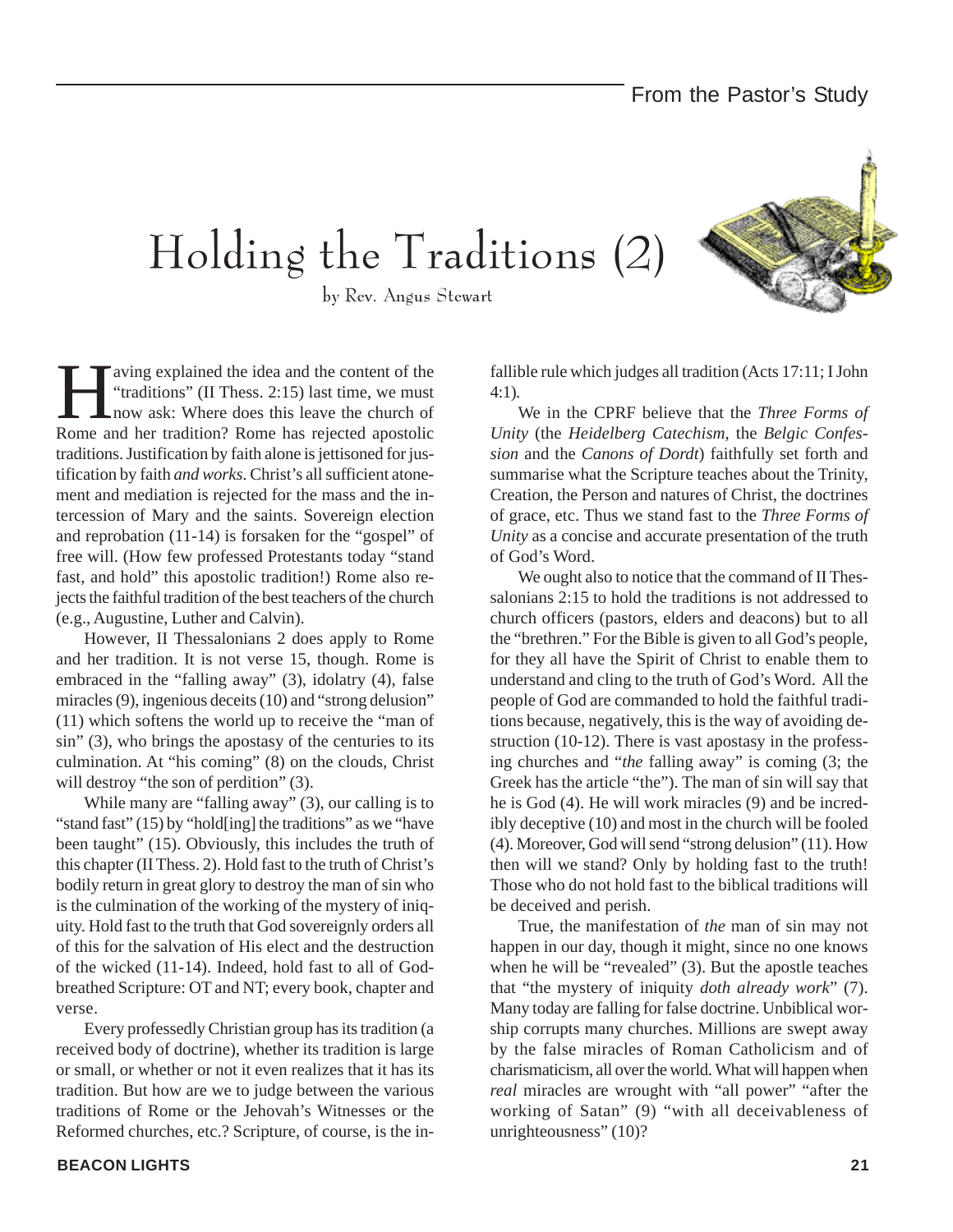# Holding the Traditions (2)

by Rev. Angus Stewart

Having explained the idea and the content of the "traditions" (II Thess. 2:15) last time, we must now ask: Where does this leave the church of Rome and her tradition? Rome has rejected apostolic traditions. Justification by faith alone is jettisoned for justification by faith *and works*. Christ's all sufficient atonement and mediation is rejected for the mass and the intercession of Mary and the saints. Sovereign election and reprobation (11-14) is forsaken for the "gospel" of free will. (How few professed Protestants today "stand fast, and hold" this apostolic tradition!) Rome also rejects the faithful tradition of the best teachers of the church (e.g., Augustine, Luther and Calvin).

However, II Thessalonians 2 does apply to Rome and her tradition. It is not verse 15, though. Rome is embraced in the "falling away" (3), idolatry (4), false miracles (9), ingenious deceits (10) and "strong delusion" (11) which softens the world up to receive the "man of sin" (3), who brings the apostasy of the centuries to its culmination. At "his coming" (8) on the clouds, Christ will destroy "the son of perdition" (3).

While many are "falling away" (3), our calling is to "stand fast" (15) by "hold[ing] the traditions" as we "have been taught" (15). Obviously, this includes the truth of this chapter (II Thess. 2). Hold fast to the truth of Christ's bodily return in great glory to destroy the man of sin who is the culmination of the working of the mystery of iniquity. Hold fast to the truth that God sovereignly orders all of this for the salvation of His elect and the destruction of the wicked (11-14). Indeed, hold fast to all of God-breathed Scripture: OT and NT; every book, chapter and verse.

Every professedly Christian group has its tradition (a received body of doctrine), whether its tradition is large or small, or whether or not it even realizes that it has its tradition. But how are we to judge between the various traditions of Rome or the Jehovah's Witnesses or the Reformed churches, etc.? Scripture, of course, is the infallible rule which judges all tradition (Acts 17:11; I John 4:1).

We in the CPRF believe that the *Three Forms of Unity* (the *Heidelberg Catechism*, the *Belgic Confession* and the *Canons of Dordt*) faithfully set forth and summarise what the Scripture teaches about the Trinity, Creation, the Person and natures of Christ, the doctrines of grace, etc. Thus we stand fast to the *Three Forms of Unity* as a concise and accurate presentation of the truth of God's Word.

We ought also to notice that the command of II Thessalonians 2:15 to hold the traditions is not addressed to church officers (pastors, elders and deacons) but to all the "brethren." For the Bible is given to all God's people, for they all have the Spirit of Christ to enable them to understand and cling to the truth of God's Word. All the people of God are commanded to hold the faithful traditions because, negatively, this is the way of avoiding destruction (10-12). There is vast apostasy in the professing churches and "*the* falling away" is coming (3; the Greek has the article "the"). The man of sin will say that he is God (4). He will work miracles (9) and be incredibly deceptive (10) and most in the church will be fooled (4). Moreover, God will send "strong delusion" (11). How then will we stand? Only by holding fast to the truth! Those who do not hold fast to the biblical traditions will be deceived and perish.

True, the manifestation of *the* man of sin may not happen in our day, though it might, since no one knows when he will be "revealed" (3). But the apostle teaches that "the mystery of iniquity *doth already work*" (7). Many today are falling for false doctrine. Unbiblical worship corrupts many churches. Millions are swept away by the false miracles of Roman Catholicism and of charismaticism, all over the world. What will happen when *real* miracles are wrought with "all power" "after the working of Satan" (9) "with all deceivableness of unrighteousness" (10)?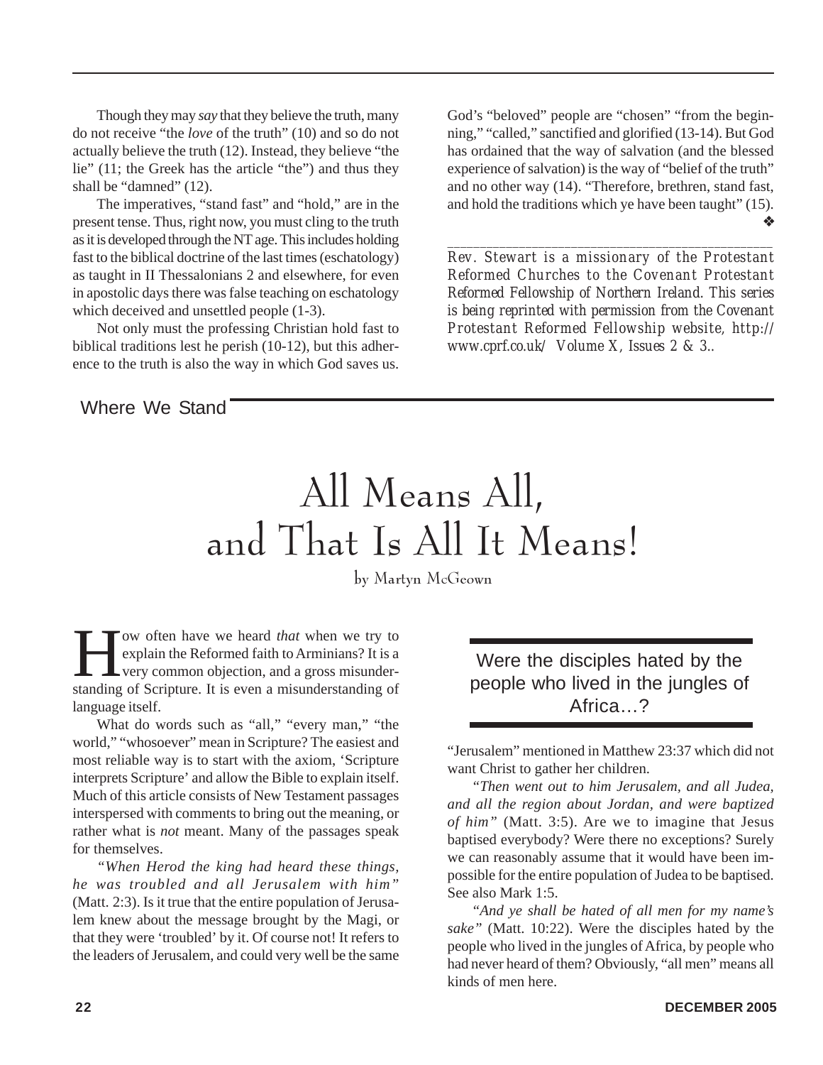Though they may *say* that they believe the truth, many do not receive "the *love* of the truth" (10) and so do not actually believe the truth (12). Instead, they believe "the lie" (11; the Greek has the article "the") and thus they shall be "damned" (12).

The imperatives, "stand fast" and "hold," are in the present tense. Thus, right now, you must cling to the truth as it is developed through the NT age. This includes holding fast to the biblical doctrine of the last times (eschatology) as taught in II Thessalonians 2 and elsewhere, for even in apostolic days there was false teaching on eschatology which deceived and unsettled people (1-3).

Not only must the professing Christian hold fast to biblical traditions lest he perish (10-12), but this adherence to the truth is also the way in which God saves us. God's "beloved" people are "chosen" "from the beginning," "called," sanctified and glorified (13-14). But God has ordained that the way of salvation (and the blessed experience of salvation) is the way of "belief of the truth" and no other way (14). "Therefore, brethren, stand fast, and hold the traditions which ye have been taught" (15). ❖

---

*Rev. Stewart is a missionary of the Protestant Reformed Churches to the Covenant Protestant Reformed Fellowship of Northern Ireland. This series is being reprinted with permission from the Covenant Protestant Reformed Fellowship website, http://www.cprf.co.uk/ Volume X, Issues 2 & 3..*

Where We Stand

# All Means All, and That Is All It Means!

by Martyn McGeown

How often have we heard *that* when we try to explain the Reformed faith to Arminians? It is a very common objection, and a gross misunderstanding of Scripture. It is even a misunderstanding of language itself.

What do words such as "all," "every man," "the world," "whosoever" mean in Scripture? The easiest and most reliable way is to start with the axiom, 'Scripture interprets Scripture' and allow the Bible to explain itself. Much of this article consists of New Testament passages interspersed with comments to bring out the meaning, or rather what is *not* meant. Many of the passages speak for themselves.

*"When Herod the king had heard these things, he was troubled and all Jerusalem with him"* (Matt. 2:3). Is it true that the entire population of Jerusalem knew about the message brought by the Magi, or that they were 'troubled' by it. Of course not! It refers to the leaders of Jerusalem, and could very well be the same "Jerusalem" mentioned in Matthew 23:37 which did not want Christ to gather her children.

> Were the disciples hated by the people who lived in the jungles of Africa…?

*"Then went out to him Jerusalem, and all Judea, and all the region about Jordan, and were baptized of him"* (Matt. 3:5). Are we to imagine that Jesus baptised everybody? Were there no exceptions? Surely we can reasonably assume that it would have been impossible for the entire population of Judea to be baptised. See also Mark 1:5.

*"And ye shall be hated of all men for my name's sake"* (Matt. 10:22). Were the disciples hated by the people who lived in the jungles of Africa, by people who had never heard of them? Obviously, "all men" means all kinds of men here.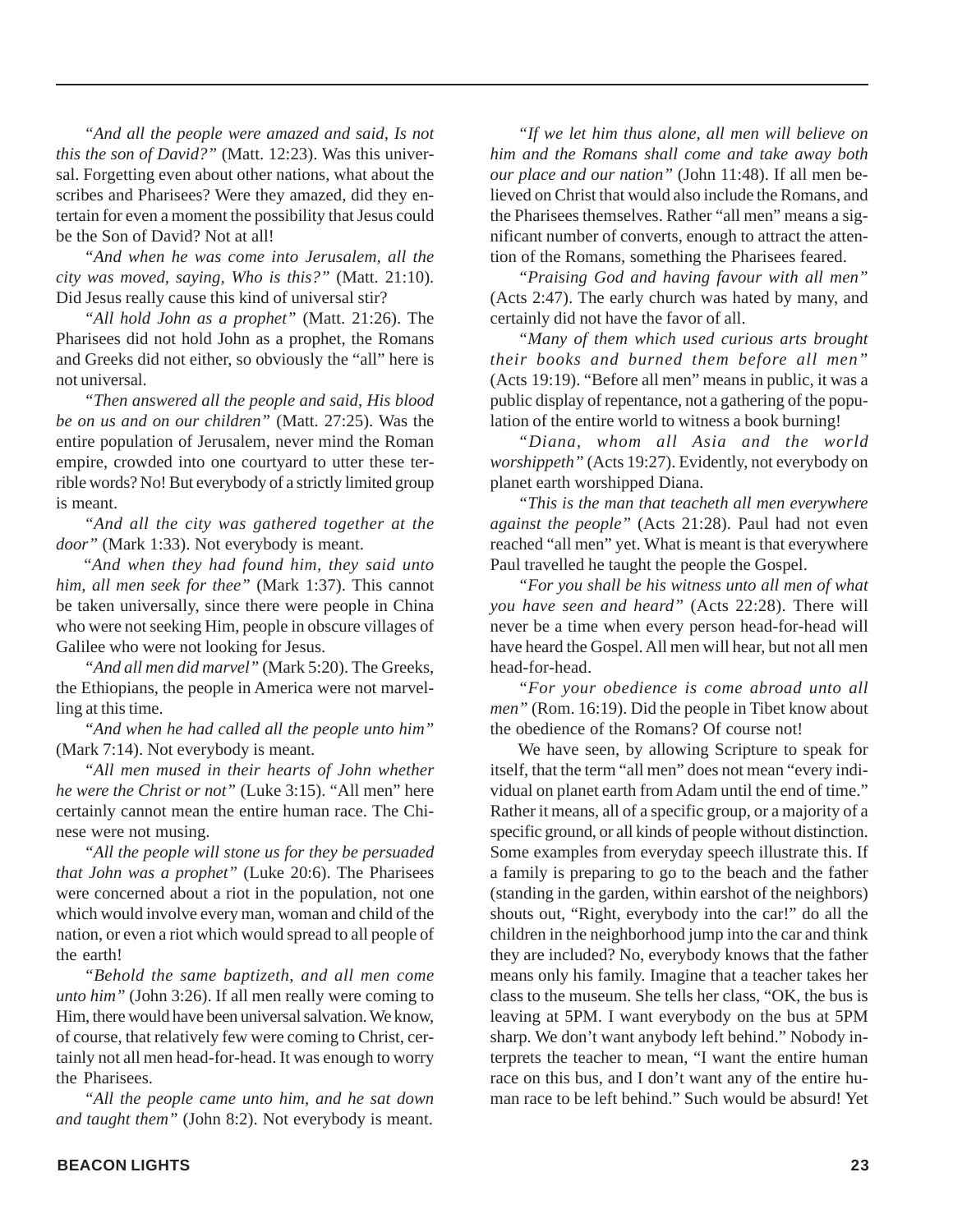"*And all the people were amazed and said, Is not this the son of David?*" (Matt. 12:23). Was this universal. Forgetting even about other nations, what about the scribes and Pharisees? Were they amazed, did they entertain for even a moment the possibility that Jesus could be the Son of David? Not at all!

"*And when he was come into Jerusalem, all the city was moved, saying, Who is this?*" (Matt. 21:10). Did Jesus really cause this kind of universal stir?

"*All hold John as a prophet*" (Matt. 21:26). The Pharisees did not hold John as a prophet, the Romans and Greeks did not either, so obviously the "all" here is not universal.

"*Then answered all the people and said, His blood be on us and on our children*" (Matt. 27:25). Was the entire population of Jerusalem, never mind the Roman empire, crowded into one courtyard to utter these terrible words? No! But everybody of a strictly limited group is meant.

"*And all the city was gathered together at the door*" (Mark 1:33). Not everybody is meant.

"*And when they had found him, they said unto him, all men seek for thee*" (Mark 1:37). This cannot be taken universally, since there were people in China who were not seeking Him, people in obscure villages of Galilee who were not looking for Jesus.

"*And all men did marvel*" (Mark 5:20). The Greeks, the Ethiopians, the people in America were not marvelling at this time.

"*And when he had called all the people unto him*" (Mark 7:14). Not everybody is meant.

"*All men mused in their hearts of John whether he were the Christ or not*" (Luke 3:15). "All men" here certainly cannot mean the entire human race. The Chinese were not musing.

"*All the people will stone us for they be persuaded that John was a prophet*" (Luke 20:6). The Pharisees were concerned about a riot in the population, not one which would involve every man, woman and child of the nation, or even a riot which would spread to all people of the earth!

"*Behold the same baptizeth, and all men come unto him*" (John 3:26). If all men really were coming to Him, there would have been universal salvation. We know, of course, that relatively few were coming to Christ, certainly not all men head-for-head. It was enough to worry the Pharisees.

"*All the people came unto him, and he sat down and taught them*" (John 8:2). Not everybody is meant.

"*If we let him thus alone, all men will believe on him and the Romans shall come and take away both our place and our nation*" (John 11:48). If all men believed on Christ that would also include the Romans, and the Pharisees themselves. Rather "all men" means a significant number of converts, enough to attract the attention of the Romans, something the Pharisees feared.

"*Praising God and having favour with all men*" (Acts 2:47). The early church was hated by many, and certainly did not have the favor of all.

"*Many of them which used curious arts brought their books and burned them before all men*" (Acts 19:19). "Before all men" means in public, it was a public display of repentance, not a gathering of the population of the entire world to witness a book burning!

"*Diana, whom all Asia and the world worshippeth*" (Acts 19:27). Evidently, not everybody on planet earth worshipped Diana.

"*This is the man that teacheth all men everywhere against the people*" (Acts 21:28). Paul had not even reached "all men" yet. What is meant is that everywhere Paul travelled he taught the people the Gospel.

"*For you shall be his witness unto all men of what you have seen and heard*" (Acts 22:28). There will never be a time when every person head-for-head will have heard the Gospel. All men will hear, but not all men head-for-head.

"*For your obedience is come abroad unto all men*" (Rom. 16:19). Did the people in Tibet know about the obedience of the Romans? Of course not!

We have seen, by allowing Scripture to speak for itself, that the term "all men" does not mean "every individual on planet earth from Adam until the end of time." Rather it means, all of a specific group, or a majority of a specific ground, or all kinds of people without distinction. Some examples from everyday speech illustrate this. If a family is preparing to go to the beach and the father (standing in the garden, within earshot of the neighbors) shouts out, "Right, everybody into the car!" do all the children in the neighborhood jump into the car and think they are included? No, everybody knows that the father means only his family. Imagine that a teacher takes her class to the museum. She tells her class, "OK, the bus is leaving at 5PM. I want everybody on the bus at 5PM sharp. We don't want anybody left behind." Nobody interprets the teacher to mean, "I want the entire human race on this bus, and I don't want any of the entire human race to be left behind." Such would be absurd! Yet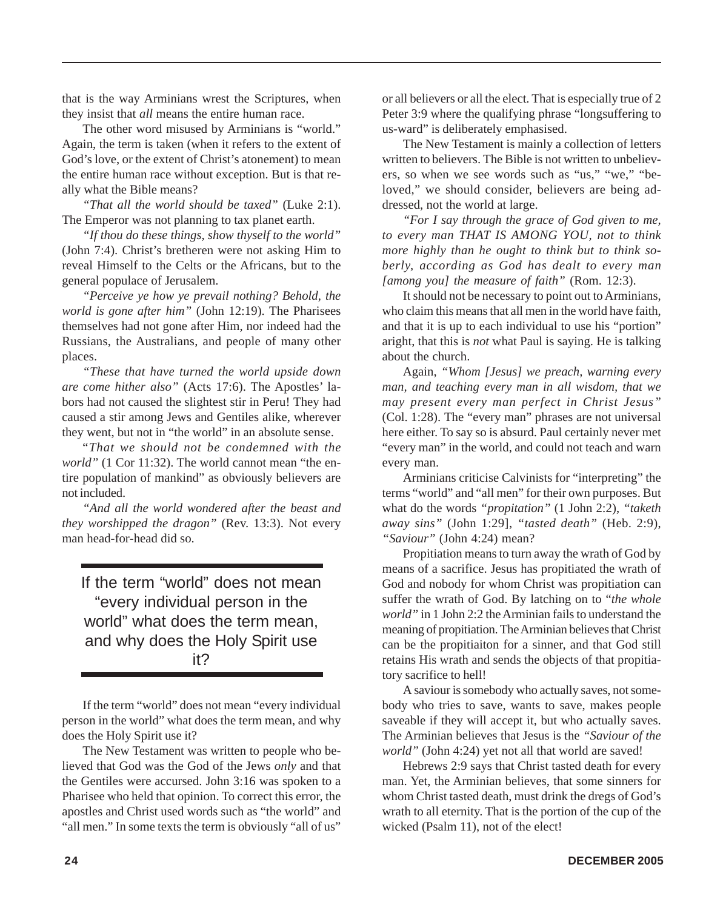that is the way Arminians wrest the Scriptures, when they insist that *all* means the entire human race.

The other word misused by Arminians is "world." Again, the term is taken (when it refers to the extent of God's love, or the extent of Christ's atonement) to mean the entire human race without exception. But is that really what the Bible means?

*"That all the world should be taxed"* (Luke 2:1). The Emperor was not planning to tax planet earth.

*"If thou do these things, show thyself to the world"* (John 7:4). Christ's bretheren were not asking Him to reveal Himself to the Celts or the Africans, but to the general populace of Jerusalem.

*"Perceive ye how ye prevail nothing? Behold, the world is gone after him"* (John 12:19). The Pharisees themselves had not gone after Him, nor indeed had the Russians, the Australians, and people of many other places.

*"These that have turned the world upside down are come hither also"* (Acts 17:6). The Apostles' labors had not caused the slightest stir in Peru! They had caused a stir among Jews and Gentiles alike, wherever they went, but not in "the world" in an absolute sense.

*"That we should not be condemned with the world"* (1 Cor 11:32). The world cannot mean "the entire population of mankind" as obviously believers are not included.

*"And all the world wondered after the beast and they worshipped the dragon"* (Rev. 13:3). Not every man head-for-head did so.

> If the term "world" does not mean "every individual person in the world" what does the term mean, and why does the Holy Spirit use it?

If the term "world" does not mean "every individual person in the world" what does the term mean, and why does the Holy Spirit use it?

The New Testament was written to people who believed that God was the God of the Jews *only* and that the Gentiles were accursed. John 3:16 was spoken to a Pharisee who held that opinion. To correct this error, the apostles and Christ used words such as "the world" and "all men." In some texts the term is obviously "all of us" or all believers or all the elect. That is especially true of 2 Peter 3:9 where the qualifying phrase "longsuffering to us-ward" is deliberately emphasised.

The New Testament is mainly a collection of letters written to believers. The Bible is not written to unbelievers, so when we see words such as "us," "we," "beloved," we should consider, believers are being addressed, not the world at large.

*"For I say through the grace of God given to me, to every man THAT IS AMONG YOU, not to think more highly than he ought to think but to think soberly, according as God has dealt to every man [among you] the measure of faith"* (Rom. 12:3).

It should not be necessary to point out to Arminians, who claim this means that all men in the world have faith, and that it is up to each individual to use his "portion" aright, that this is *not* what Paul is saying. He is talking about the church.

Again, *"Whom [Jesus] we preach, warning every man, and teaching every man in all wisdom, that we may present every man perfect in Christ Jesus"* (Col. 1:28). The "every man" phrases are not universal here either. To say so is absurd. Paul certainly never met "every man" in the world, and could not teach and warn every man.

Arminians criticise Calvinists for "interpreting" the terms "world" and "all men" for their own purposes. But what do the words *"propitation"* (1 John 2:2), *"taketh away sins"* (John 1:29], *"tasted death"* (Heb. 2:9), *"Saviour"* (John 4:24) mean?

Propitiation means to turn away the wrath of God by means of a sacrifice. Jesus has propitiated the wrath of God and nobody for whom Christ was propitiation can suffer the wrath of God. By latching on to "*the whole world"* in 1 John 2:2 the Arminian fails to understand the meaning of propitiation. The Arminian believes that Christ can be the propitiaiton for a sinner, and that God still retains His wrath and sends the objects of that propitiatory sacrifice to hell!

A saviour is somebody who actually saves, not somebody who tries to save, wants to save, makes people saveable if they will accept it, but who actually saves. The Arminian believes that Jesus is the *"Saviour of the world"* (John 4:24) yet not all that world are saved!

Hebrews 2:9 says that Christ tasted death for every man. Yet, the Arminian believes, that some sinners for whom Christ tasted death, must drink the dregs of God's wrath to all eternity. That is the portion of the cup of the wicked (Psalm 11), not of the elect!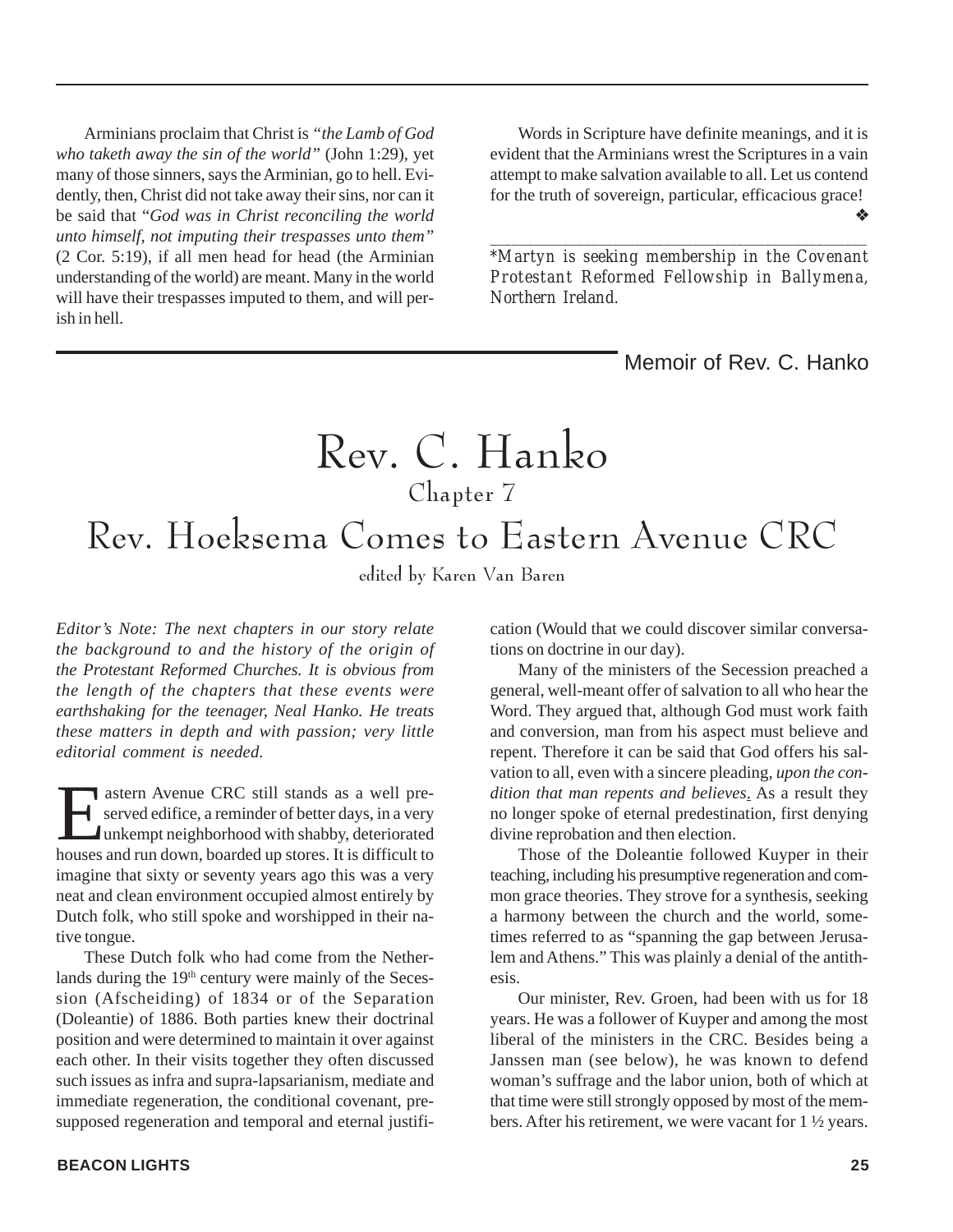Arminians proclaim that Christ is *"the Lamb of God who taketh away the sin of the world"* (John 1:29), yet many of those sinners, says the Arminian, go to hell. Evidently, then, Christ did not take away their sins, nor can it be said that *"God was in Christ reconciling the world unto himself, not imputing their trespasses unto them"* (2 Cor. 5:19), if all men head for head (the Arminian understanding of the world) are meant. Many in the world will have their trespasses imputed to them, and will perish in hell.

Words in Scripture have definite meanings, and it is evident that the Arminians wrest the Scriptures in a vain attempt to make salvation available to all. Let us contend for the truth of sovereign, particular, efficacious grace! ❖

---

*\*Martyn is seeking membership in the Covenant Protestant Reformed Fellowship in Ballymena, Northern Ireland.*

Memoir of Rev. C. Hanko

# Rev. C. Hanko

## Chapter 7

# Rev. Hoeksema Comes to Eastern Avenue CRC

edited by Karen Van Baren

*Editor's Note: The next chapters in our story relate the background to and the history of the origin of the Protestant Reformed Churches. It is obvious from the length of the chapters that these events were earthshaking for the teenager, Neal Hanko. He treats these matters in depth and with passion; very little editorial comment is needed.*

Eastern Avenue CRC still stands as a well preserved edifice, a reminder of better days, in a very unkempt neighborhood with shabby, deteriorated houses and run down, boarded up stores. It is difficult to imagine that sixty or seventy years ago this was a very neat and clean environment occupied almost entirely by Dutch folk, who still spoke and worshipped in their native tongue.

These Dutch folk who had come from the Netherlands during the 19th century were mainly of the Secession (Afscheiding) of 1834 or of the Separation (Doleantie) of 1886. Both parties knew their doctrinal position and were determined to maintain it over against each other. In their visits together they often discussed such issues as infra and supra-lapsarianism, mediate and immediate regeneration, the conditional covenant, presupposed regeneration and temporal and eternal justification (Would that we could discover similar conversations on doctrine in our day).

Many of the ministers of the Secession preached a general, well-meant offer of salvation to all who hear the Word. They argued that, although God must work faith and conversion, man from his aspect must believe and repent. Therefore it can be said that God offers his salvation to all, even with a sincere pleading, *upon the condition that man repents and believes*. As a result they no longer spoke of eternal predestination, first denying divine reprobation and then election.

Those of the Doleantie followed Kuyper in their teaching, including his presumptive regeneration and common grace theories. They strove for a synthesis, seeking a harmony between the church and the world, sometimes referred to as "spanning the gap between Jerusalem and Athens." This was plainly a denial of the antithesis.

Our minister, Rev. Groen, had been with us for 18 years. He was a follower of Kuyper and among the most liberal of the ministers in the CRC. Besides being a Janssen man (see below), he was known to defend woman's suffrage and the labor union, both of which at that time were still strongly opposed by most of the members. After his retirement, we were vacant for 1 ½ years.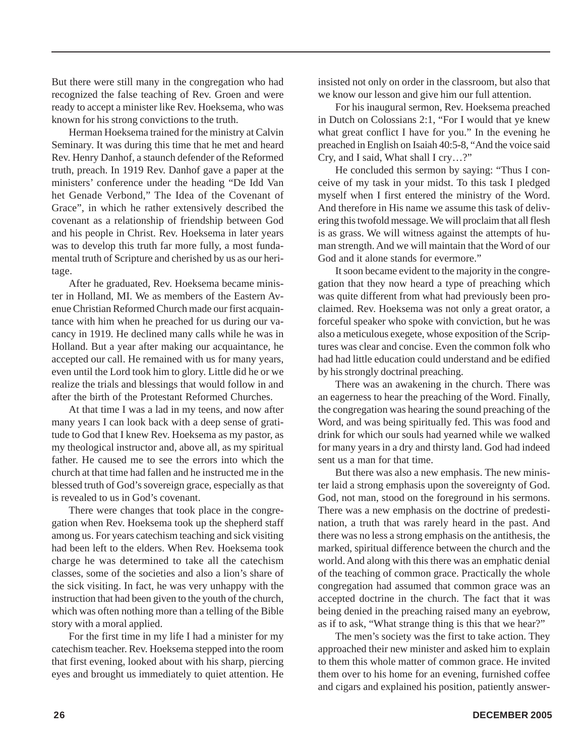But there were still many in the congregation who had recognized the false teaching of Rev. Groen and were ready to accept a minister like Rev. Hoeksema, who was known for his strong convictions to the truth.

Herman Hoeksema trained for the ministry at Calvin Seminary. It was during this time that he met and heard Rev. Henry Danhof, a staunch defender of the Reformed truth, preach. In 1919 Rev. Danhof gave a paper at the ministers' conference under the heading "De Idd Van het Genade Verbond," The Idea of the Covenant of Grace", in which he rather extensively described the covenant as a relationship of friendship between God and his people in Christ. Rev. Hoeksema in later years was to develop this truth far more fully, a most fundamental truth of Scripture and cherished by us as our heritage.

After he graduated, Rev. Hoeksema became minister in Holland, MI. We as members of the Eastern Avenue Christian Reformed Church made our first acquaintance with him when he preached for us during our vacancy in 1919. He declined many calls while he was in Holland. But a year after making our acquaintance, he accepted our call. He remained with us for many years, even until the Lord took him to glory. Little did he or we realize the trials and blessings that would follow in and after the birth of the Protestant Reformed Churches.

At that time I was a lad in my teens, and now after many years I can look back with a deep sense of gratitude to God that I knew Rev. Hoeksema as my pastor, as my theological instructor and, above all, as my spiritual father. He caused me to see the errors into which the church at that time had fallen and he instructed me in the blessed truth of God's sovereign grace, especially as that is revealed to us in God's covenant.

There were changes that took place in the congregation when Rev. Hoeksema took up the shepherd staff among us. For years catechism teaching and sick visiting had been left to the elders. When Rev. Hoeksema took charge he was determined to take all the catechism classes, some of the societies and also a lion's share of the sick visiting. In fact, he was very unhappy with the instruction that had been given to the youth of the church, which was often nothing more than a telling of the Bible story with a moral applied.

For the first time in my life I had a minister for my catechism teacher. Rev. Hoeksema stepped into the room that first evening, looked about with his sharp, piercing eyes and brought us immediately to quiet attention. He insisted not only on order in the classroom, but also that we know our lesson and give him our full attention.

For his inaugural sermon, Rev. Hoeksema preached in Dutch on Colossians 2:1, "For I would that ye knew what great conflict I have for you." In the evening he preached in English on Isaiah 40:5-8, "And the voice said Cry, and I said, What shall I cry…?"

He concluded this sermon by saying: "Thus I conceive of my task in your midst. To this task I pledged myself when I first entered the ministry of the Word. And therefore in His name we assume this task of delivering this twofold message. We will proclaim that all flesh is as grass. We will witness against the attempts of human strength. And we will maintain that the Word of our God and it alone stands for evermore."

It soon became evident to the majority in the congregation that they now heard a type of preaching which was quite different from what had previously been proclaimed. Rev. Hoeksema was not only a great orator, a forceful speaker who spoke with conviction, but he was also a meticulous exegete, whose exposition of the Scriptures was clear and concise. Even the common folk who had had little education could understand and be edified by his strongly doctrinal preaching.

There was an awakening in the church. There was an eagerness to hear the preaching of the Word. Finally, the congregation was hearing the sound preaching of the Word, and was being spiritually fed. This was food and drink for which our souls had yearned while we walked for many years in a dry and thirsty land. God had indeed sent us a man for that time.

But there was also a new emphasis. The new minister laid a strong emphasis upon the sovereignty of God. God, not man, stood on the foreground in his sermons. There was a new emphasis on the doctrine of predestination, a truth that was rarely heard in the past. And there was no less a strong emphasis on the antithesis, the marked, spiritual difference between the church and the world. And along with this there was an emphatic denial of the teaching of common grace. Practically the whole congregation had assumed that common grace was an accepted doctrine in the church. The fact that it was being denied in the preaching raised many an eyebrow, as if to ask, "What strange thing is this that we hear?"

The men's society was the first to take action. They approached their new minister and asked him to explain to them this whole matter of common grace. He invited them over to his home for an evening, furnished coffee and cigars and explained his position, patiently answer-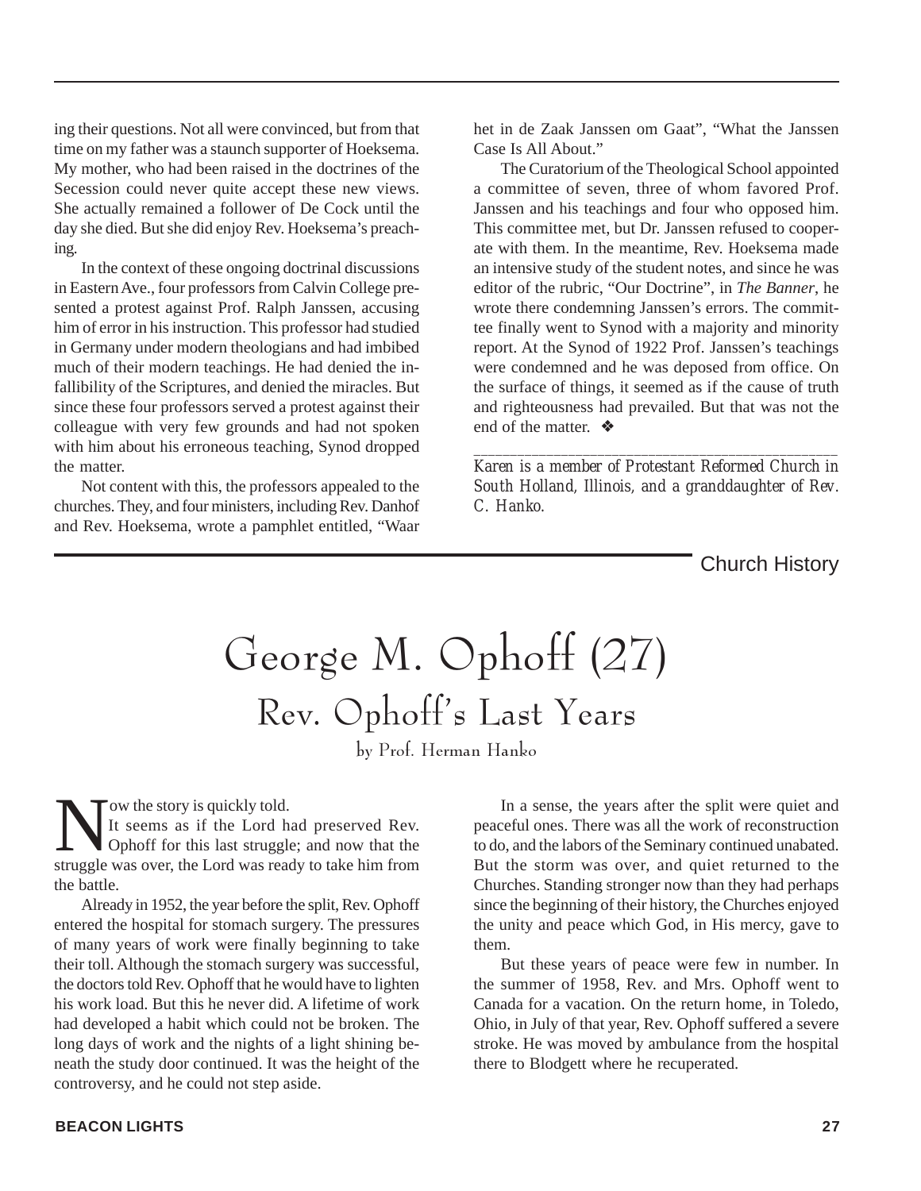ing their questions. Not all were convinced, but from that time on my father was a staunch supporter of Hoeksema. My mother, who had been raised in the doctrines of the Secession could never quite accept these new views. She actually remained a follower of De Cock until the day she died. But she did enjoy Rev. Hoeksema's preaching.

In the context of these ongoing doctrinal discussions in Eastern Ave., four professors from Calvin College presented a protest against Prof. Ralph Janssen, accusing him of error in his instruction. This professor had studied in Germany under modern theologians and had imbibed much of their modern teachings. He had denied the infallibility of the Scriptures, and denied the miracles. But since these four professors served a protest against their colleague with very few grounds and had not spoken with him about his erroneous teaching, Synod dropped the matter.

Not content with this, the professors appealed to the churches. They, and four ministers, including Rev. Danhof and Rev. Hoeksema, wrote a pamphlet entitled, "Waar het in de Zaak Janssen om Gaat", "What the Janssen Case Is All About."

The Curatorium of the Theological School appointed a committee of seven, three of whom favored Prof. Janssen and his teachings and four who opposed him. This committee met, but Dr. Janssen refused to cooperate with them. In the meantime, Rev. Hoeksema made an intensive study of the student notes, and since he was editor of the rubric, "Our Doctrine", in *The Banner*, he wrote there condemning Janssen's errors. The committee finally went to Synod with a majority and minority report. At the Synod of 1922 Prof. Janssen's teachings were condemned and he was deposed from office. On the surface of things, it seemed as if the cause of truth and righteousness had prevailed. But that was not the end of the matter. ❖

---

*Karen is a member of Protestant Reformed Church in South Holland, Illinois, and a granddaughter of Rev. C. Hanko.*

Church History

# George M. Ophoff (27)

## Rev. Ophoff's Last Years

by Prof. Herman Hanko

Now the story is quickly told.

It seems as if the Lord had preserved Rev. Ophoff for this last struggle; and now that the struggle was over, the Lord was ready to take him from the battle.

Already in 1952, the year before the split, Rev. Ophoff entered the hospital for stomach surgery. The pressures of many years of work were finally beginning to take their toll. Although the stomach surgery was successful, the doctors told Rev. Ophoff that he would have to lighten his work load. But this he never did. A lifetime of work had developed a habit which could not be broken. The long days of work and the nights of a light shining beneath the study door continued. It was the height of the controversy, and he could not step aside.

In a sense, the years after the split were quiet and peaceful ones. There was all the work of reconstruction to do, and the labors of the Seminary continued unabated. But the storm was over, and quiet returned to the Churches. Standing stronger now than they had perhaps since the beginning of their history, the Churches enjoyed the unity and peace which God, in His mercy, gave to them.

But these years of peace were few in number. In the summer of 1958, Rev. and Mrs. Ophoff went to Canada for a vacation. On the return home, in Toledo, Ohio, in July of that year, Rev. Ophoff suffered a severe stroke. He was moved by ambulance from the hospital there to Blodgett where he recuperated.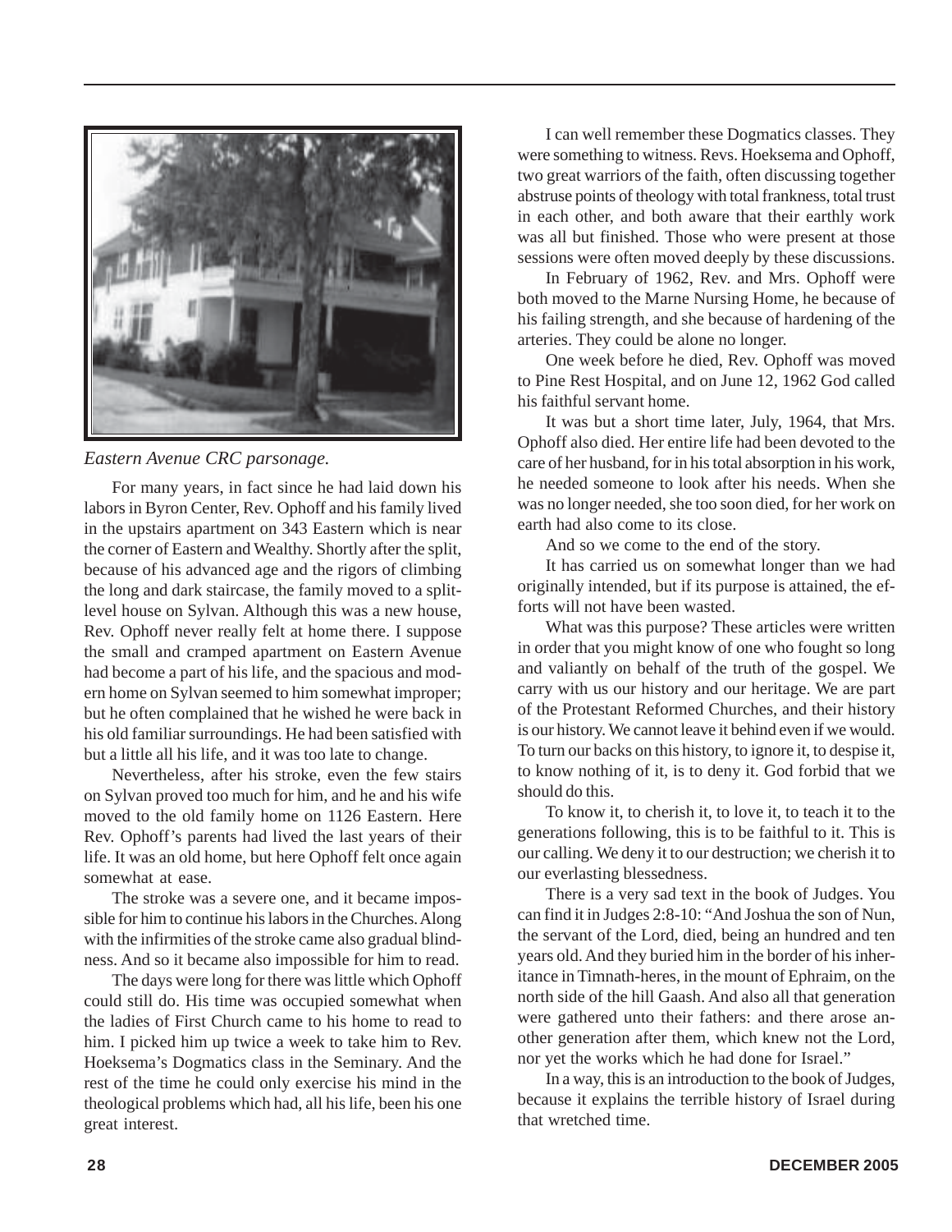*Eastern Avenue CRC parsonage.*

For many years, in fact since he had laid down his labors in Byron Center, Rev. Ophoff and his family lived in the upstairs apartment on 343 Eastern which is near the corner of Eastern and Wealthy. Shortly after the split, because of his advanced age and the rigors of climbing the long and dark staircase, the family moved to a split-level house on Sylvan. Although this was a new house, Rev. Ophoff never really felt at home there. I suppose the small and cramped apartment on Eastern Avenue had become a part of his life, and the spacious and modern home on Sylvan seemed to him somewhat improper; but he often complained that he wished he were back in his old familiar surroundings. He had been satisfied with but a little all his life, and it was too late to change.

Nevertheless, after his stroke, even the few stairs on Sylvan proved too much for him, and he and his wife moved to the old family home on 1126 Eastern. Here Rev. Ophoff's parents had lived the last years of their life. It was an old home, but here Ophoff felt once again somewhat at ease.

The stroke was a severe one, and it became impossible for him to continue his labors in the Churches. Along with the infirmities of the stroke came also gradual blindness. And so it became also impossible for him to read.

The days were long for there was little which Ophoff could still do. His time was occupied somewhat when the ladies of First Church came to his home to read to him. I picked him up twice a week to take him to Rev. Hoeksema's Dogmatics class in the Seminary. And the rest of the time he could only exercise his mind in the theological problems which had, all his life, been his one great interest.

I can well remember these Dogmatics classes. They were something to witness. Revs. Hoeksema and Ophoff, two great warriors of the faith, often discussing together abstruse points of theology with total frankness, total trust in each other, and both aware that their earthly work was all but finished. Those who were present at those sessions were often moved deeply by these discussions.

In February of 1962, Rev. and Mrs. Ophoff were both moved to the Marne Nursing Home, he because of his failing strength, and she because of hardening of the arteries. They could be alone no longer.

One week before he died, Rev. Ophoff was moved to Pine Rest Hospital, and on June 12, 1962 God called his faithful servant home.

It was but a short time later, July, 1964, that Mrs. Ophoff also died. Her entire life had been devoted to the care of her husband, for in his total absorption in his work, he needed someone to look after his needs. When she was no longer needed, she too soon died, for her work on earth had also come to its close.

And so we come to the end of the story.

It has carried us on somewhat longer than we had originally intended, but if its purpose is attained, the efforts will not have been wasted.

What was this purpose? These articles were written in order that you might know of one who fought so long and valiantly on behalf of the truth of the gospel. We carry with us our history and our heritage. We are part of the Protestant Reformed Churches, and their history is our history. We cannot leave it behind even if we would. To turn our backs on this history, to ignore it, to despise it, to know nothing of it, is to deny it. God forbid that we should do this.

To know it, to cherish it, to love it, to teach it to the generations following, this is to be faithful to it. This is our calling. We deny it to our destruction; we cherish it to our everlasting blessedness.

There is a very sad text in the book of Judges. You can find it in Judges 2:8-10: "And Joshua the son of Nun, the servant of the Lord, died, being an hundred and ten years old. And they buried him in the border of his inheritance in Timnath-heres, in the mount of Ephraim, on the north side of the hill Gaash. And also all that generation were gathered unto their fathers: and there arose another generation after them, which knew not the Lord, nor yet the works which he had done for Israel."

In a way, this is an introduction to the book of Judges, because it explains the terrible history of Israel during that wretched time.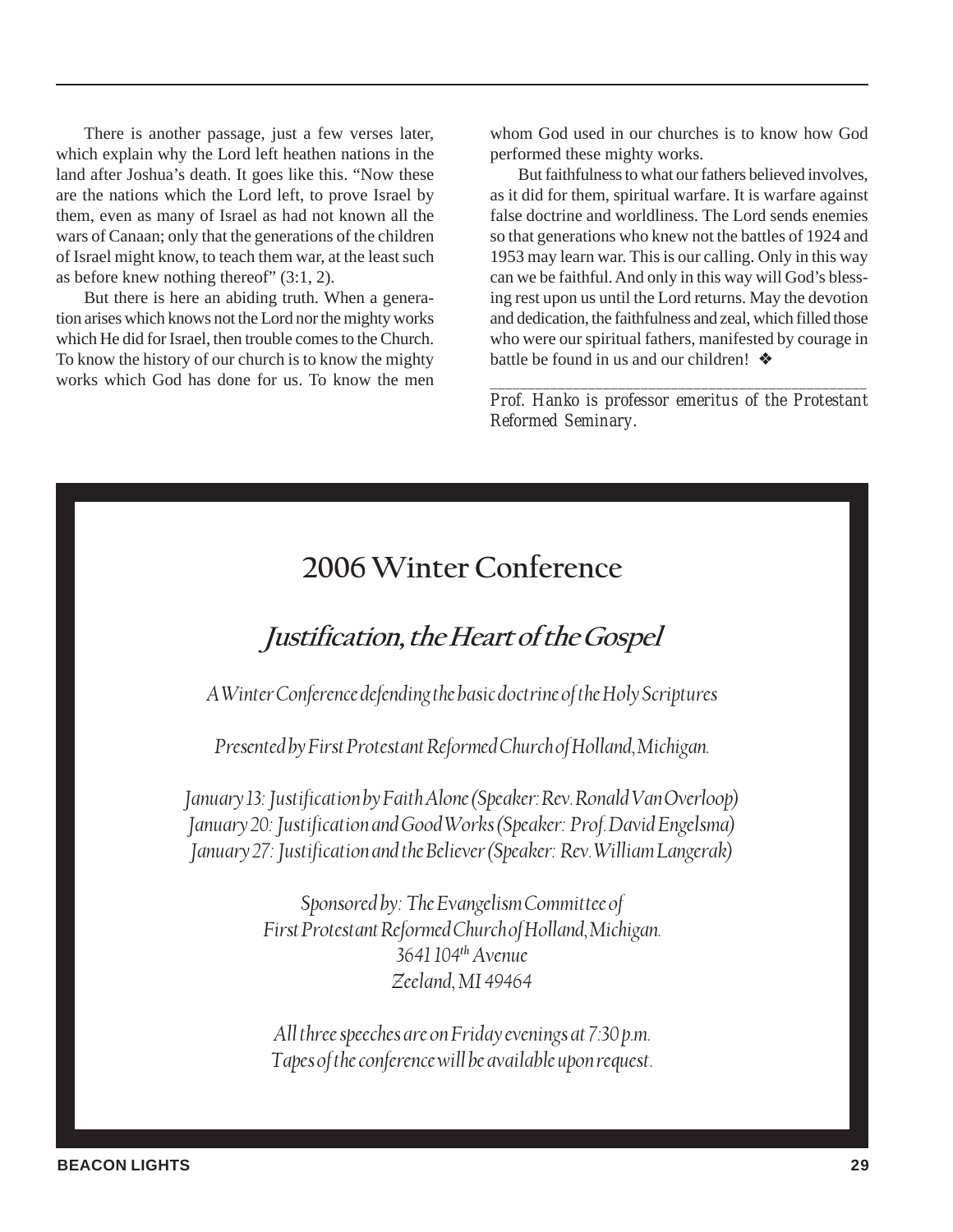There is another passage, just a few verses later, which explain why the Lord left heathen nations in the land after Joshua's death. It goes like this. "Now these are the nations which the Lord left, to prove Israel by them, even as many of Israel as had not known all the wars of Canaan; only that the generations of the children of Israel might know, to teach them war, at the least such as before knew nothing thereof" (3:1, 2).

But there is here an abiding truth. When a generation arises which knows not the Lord nor the mighty works which He did for Israel, then trouble comes to the Church. To know the history of our church is to know the mighty works which God has done for us. To know the men whom God used in our churches is to know how God performed these mighty works.

But faithfulness to what our fathers believed involves, as it did for them, spiritual warfare. It is warfare against false doctrine and worldliness. The Lord sends enemies so that generations who knew not the battles of 1924 and 1953 may learn war. This is our calling. Only in this way can we be faithful. And only in this way will God's blessing rest upon us until the Lord returns. May the devotion and dedication, the faithfulness and zeal, which filled those who were our spiritual fathers, manifested by courage in battle be found in us and our children! ❖

---

*Prof. Hanko is professor emeritus of the Protestant Reformed Seminary.*

## 2006 Winter Conference

### *Justification, the Heart of the Gospel*

*A Winter Conference defending the basic doctrine of the Holy Scriptures*

*Presented by First Protestant Reformed Church of Holland, Michigan.*

*January 13: Justification by Faith Alone (Speaker: Rev. Ronald Van Overloop)*
*January 20: Justification and Good Works (Speaker: Prof. David Engelsma)*
*January 27: Justification and the Believer (Speaker: Rev. William Langerak)*

*Sponsored by: The Evangelism Committee of*
*First Protestant Reformed Church of Holland, Michigan.*
*3641 104th Avenue*
*Zeeland, MI 49464*

*All three speeches are on Friday evenings at 7:30 p.m.*
*Tapes of the conference will be available upon request.*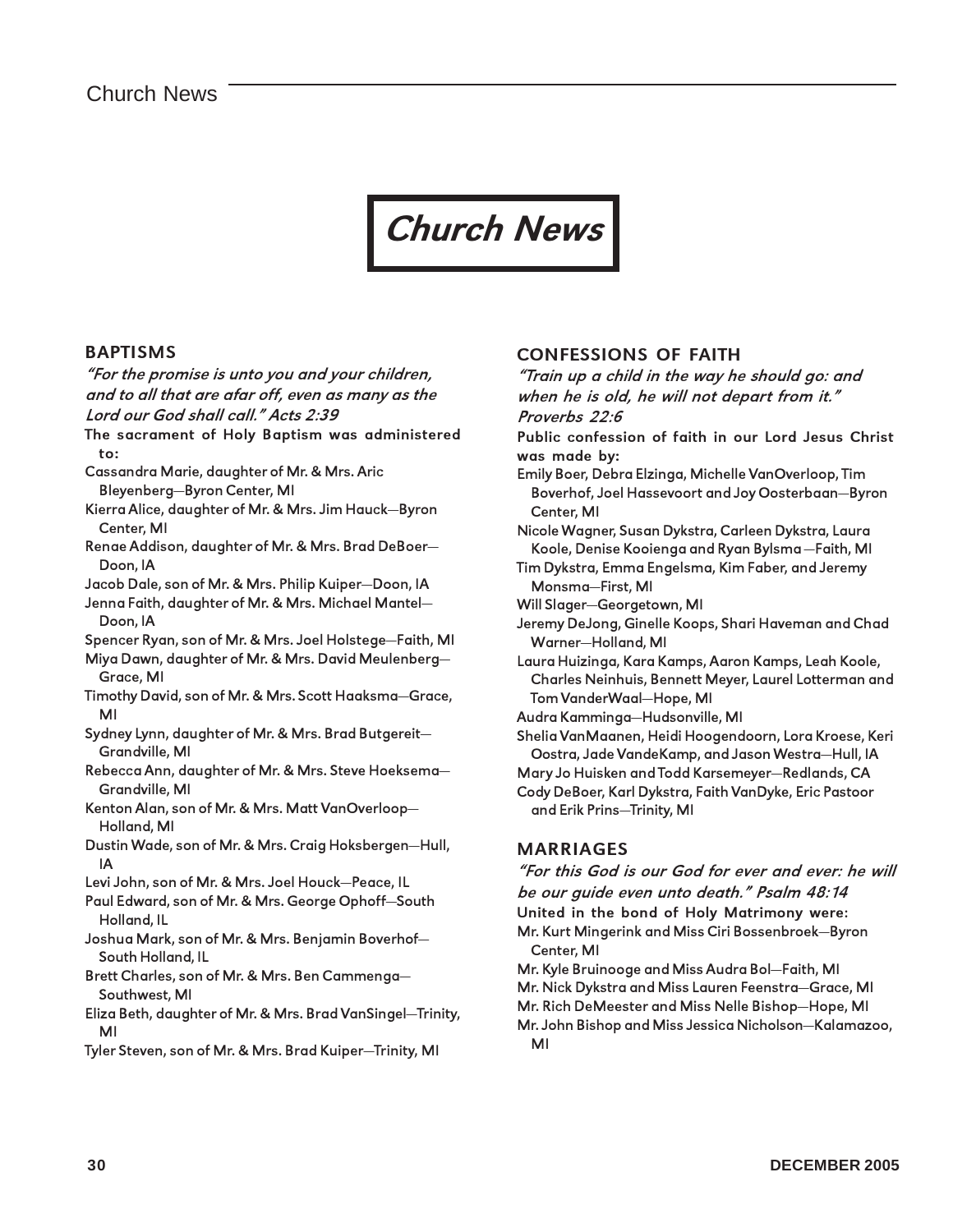# Church News

## BAPTISMS

***"For the promise is unto you and your children, and to all that are afar off, even as many as the Lord our God shall call." Acts 2:39***

**The sacrament of Holy Baptism was administered to:**

Cassandra Marie, daughter of Mr. & Mrs. Aric Bleyenberg—Byron Center, MI

Kierra Alice, daughter of Mr. & Mrs. Jim Hauck—Byron Center, MI

Renae Addison, daughter of Mr. & Mrs. Brad DeBoer—Doon, IA

Jacob Dale, son of Mr. & Mrs. Philip Kuiper—Doon, IA

Jenna Faith, daughter of Mr. & Mrs. Michael Mantel—Doon, IA

Spencer Ryan, son of Mr. & Mrs. Joel Holstege—Faith, MI

Miya Dawn, daughter of Mr. & Mrs. David Meulenberg—Grace, MI

Timothy David, son of Mr. & Mrs. Scott Haaksma—Grace, MI

Sydney Lynn, daughter of Mr. & Mrs. Brad Butgereit—Grandville, MI

Rebecca Ann, daughter of Mr. & Mrs. Steve Hoeksema—Grandville, MI

Kenton Alan, son of Mr. & Mrs. Matt VanOverloop—Holland, MI

Dustin Wade, son of Mr. & Mrs. Craig Hoksbergen—Hull, IA

Levi John, son of Mr. & Mrs. Joel Houck—Peace, IL

Paul Edward, son of Mr. & Mrs. George Ophoff—South Holland, IL

Joshua Mark, son of Mr. & Mrs. Benjamin Boverhof—South Holland, IL

Brett Charles, son of Mr. & Mrs. Ben Cammenga—Southwest, MI

Eliza Beth, daughter of Mr. & Mrs. Brad VanSingel—Trinity, MI

Tyler Steven, son of Mr. & Mrs. Brad Kuiper—Trinity, MI

## CONFESSIONS OF FAITH

***"Train up a child in the way he should go: and when he is old, he will not depart from it." Proverbs 22:6***

**Public confession of faith in our Lord Jesus Christ was made by:**

Emily Boer, Debra Elzinga, Michelle VanOverloop, Tim Boverhof, Joel Hassevoort and Joy Oosterbaan—Byron Center, MI

Nicole Wagner, Susan Dykstra, Carleen Dykstra, Laura Koole, Denise Kooienga and Ryan Bylsma —Faith, MI

Tim Dykstra, Emma Engelsma, Kim Faber, and Jeremy Monsma—First, MI

Will Slager—Georgetown, MI

Jeremy DeJong, Ginelle Koops, Shari Haveman and Chad Warner—Holland, MI

Laura Huizinga, Kara Kamps, Aaron Kamps, Leah Koole, Charles Neinhuis, Bennett Meyer, Laurel Lotterman and Tom VanderWaal—Hope, MI

Audra Kamminga—Hudsonville, MI

Shelia VanMaanen, Heidi Hoogendoorn, Lora Kroese, Keri Oostra, Jade VandeKamp, and Jason Westra—Hull, IA

Mary Jo Huisken and Todd Karsemeyer—Redlands, CA

Cody DeBoer, Karl Dykstra, Faith VanDyke, Eric Pastoor and Erik Prins—Trinity, MI

## MARRIAGES

***"For this God is our God for ever and ever: he will be our guide even unto death." Psalm 48:14***

**United in the bond of Holy Matrimony were:**

Mr. Kurt Mingerink and Miss Ciri Bossenbroek—Byron Center, MI

Mr. Kyle Bruinooge and Miss Audra Bol—Faith, MI

Mr. Nick Dykstra and Miss Lauren Feenstra—Grace, MI

Mr. Rich DeMeester and Miss Nelle Bishop—Hope, MI

Mr. John Bishop and Miss Jessica Nicholson—Kalamazoo, MI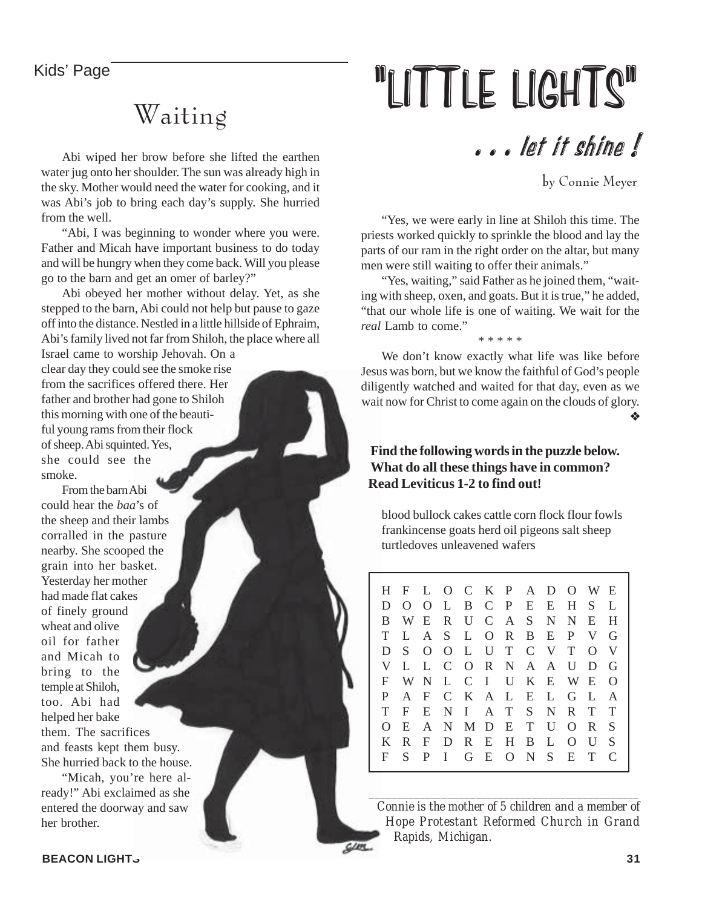Kids' Page

# "LITTLE LIGHTS"

### . . . let it shine !

## Waiting

by Connie Meyer

Abi wiped her brow before she lifted the earthen water jug onto her shoulder. The sun was already high in the sky. Mother would need the water for cooking, and it was Abi's job to bring each day's supply. She hurried from the well.

"Abi, I was beginning to wonder where you were. Father and Micah have important business to do today and will be hungry when they come back. Will you please go to the barn and get an omer of barley?"

Abi obeyed her mother without delay. Yet, as she stepped to the barn, Abi could not help but pause to gaze off into the distance. Nestled in a little hillside of Ephraim, Abi's family lived not far from Shiloh, the place where all Israel came to worship Jehovah. On a clear day they could see the smoke rise from the sacrifices offered there. Her father and brother had gone to Shiloh this morning with one of the beautiful young rams from their flock of sheep. Abi squinted. Yes, she could see the smoke.

From the barn Abi could hear the *baa*'s of the sheep and their lambs corralled in the pasture nearby. She scooped the grain into her basket. Yesterday her mother had made flat cakes of finely ground wheat and olive oil for father and Micah to bring to the temple at Shiloh, too. Abi had helped her bake them. The sacrifices and feasts kept them busy. She hurried back to the house.

"Micah, you're here already!" Abi exclaimed as she entered the doorway and saw her brother.

"Yes, we were early in line at Shiloh this time. The priests worked quickly to sprinkle the blood and lay the parts of our ram in the right order on the altar, but many men were still waiting to offer their animals."

"Yes, waiting," said Father as he joined them, "waiting with sheep, oxen, and goats. But it is true," he added, "that our whole life is one of waiting. We wait for the *real* Lamb to come."

\* \* \* \* \*

We don't know exactly what life was like before Jesus was born, but we know the faithful of God's people diligently watched and waited for that day, even as we wait now for Christ to come again on the clouds of glory. ❖

**Find the following words in the puzzle below. What do all these things have in common? Read Leviticus 1-2 to find out!**

blood bullock cakes cattle corn flock flour fowls frankincense goats herd oil pigeons salt sheep turtledoves unleavened wafers

```
H F L O C K P A D O W E
D O O L B C P E E H S L
B W E R U C A S N N E H
T L A S L O R B E P V G
D S O O L U T C V T O V
V L L C O R N A A U D G
F W N L C I U K E W E O
P A F C K A L E L G L A
T F E N I A T S N R T T
O E A N M D E T U O R S
K R F D R E H B L O U S
F S P I G E O N S E T C
```

---

*Connie is the mother of 5 children and a member of Hope Protestant Reformed Church in Grand Rapids, Michigan.*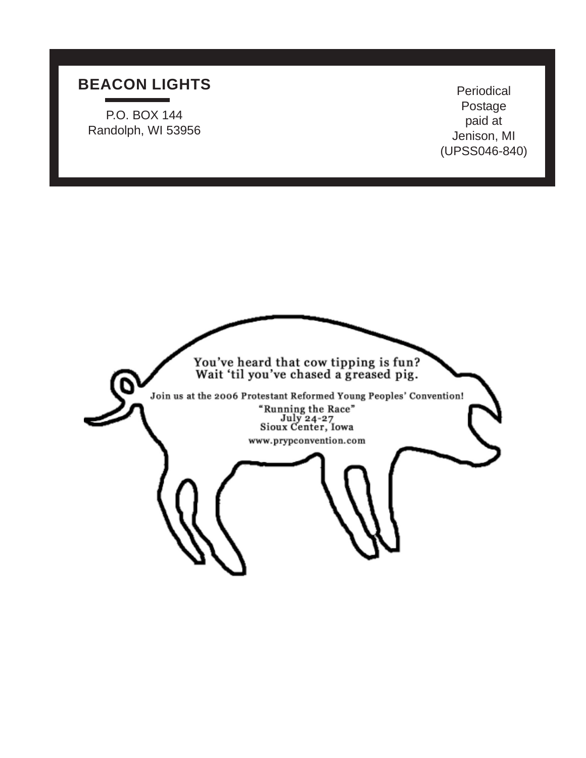**BEACON LIGHTS**

P.O. BOX 144
Randolph, WI 53956

Periodical
Postage
paid at
Jenison, MI
(UPSS046-840)

You've heard that cow tipping is fun?
Wait 'til you've chased a greased pig.

Join us at the 2006 Protestant Reformed Young Peoples' Convention!

"Running the Race"
July 24-27
Sioux Center, Iowa

www.prypconvention.com